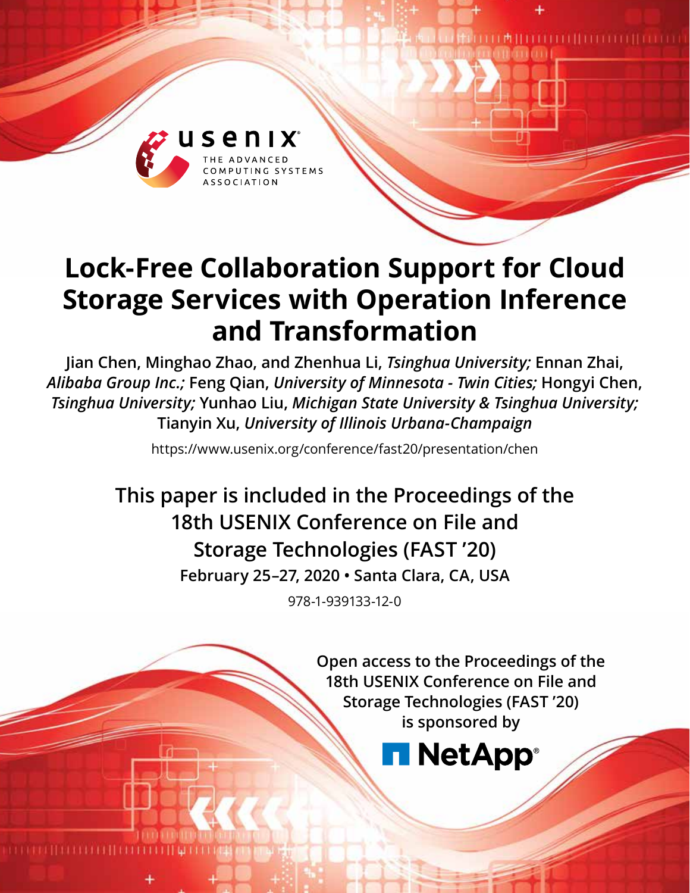# Lock-Free Collaboration Support for Cloud Storage Services with Operation Inference and Transformation

**Jian Chen, Minghao Zhao, and Zhenhua Li,** ***Tsinghua University;*** **Ennan Zhai,** ***Alibaba Group Inc.;*** **Feng Qian,** ***University of Minnesota - Twin Cities;*** **Hongyi Chen,** ***Tsinghua University;*** **Yunhao Liu,** ***Michigan State University & Tsinghua University;*** **Tianyin Xu,** ***University of Illinois Urbana-Champaign***

https://www.usenix.org/conference/fast20/presentation/chen

**This paper is included in the Proceedings of the 18th USENIX Conference on File and Storage Technologies (FAST '20)**

**February 25–27, 2020 • Santa Clara, CA, USA**

978-1-939133-12-0

**Open access to the Proceedings of the 18th USENIX Conference on File and Storage Technologies (FAST '20) is sponsored by**

**NetApp**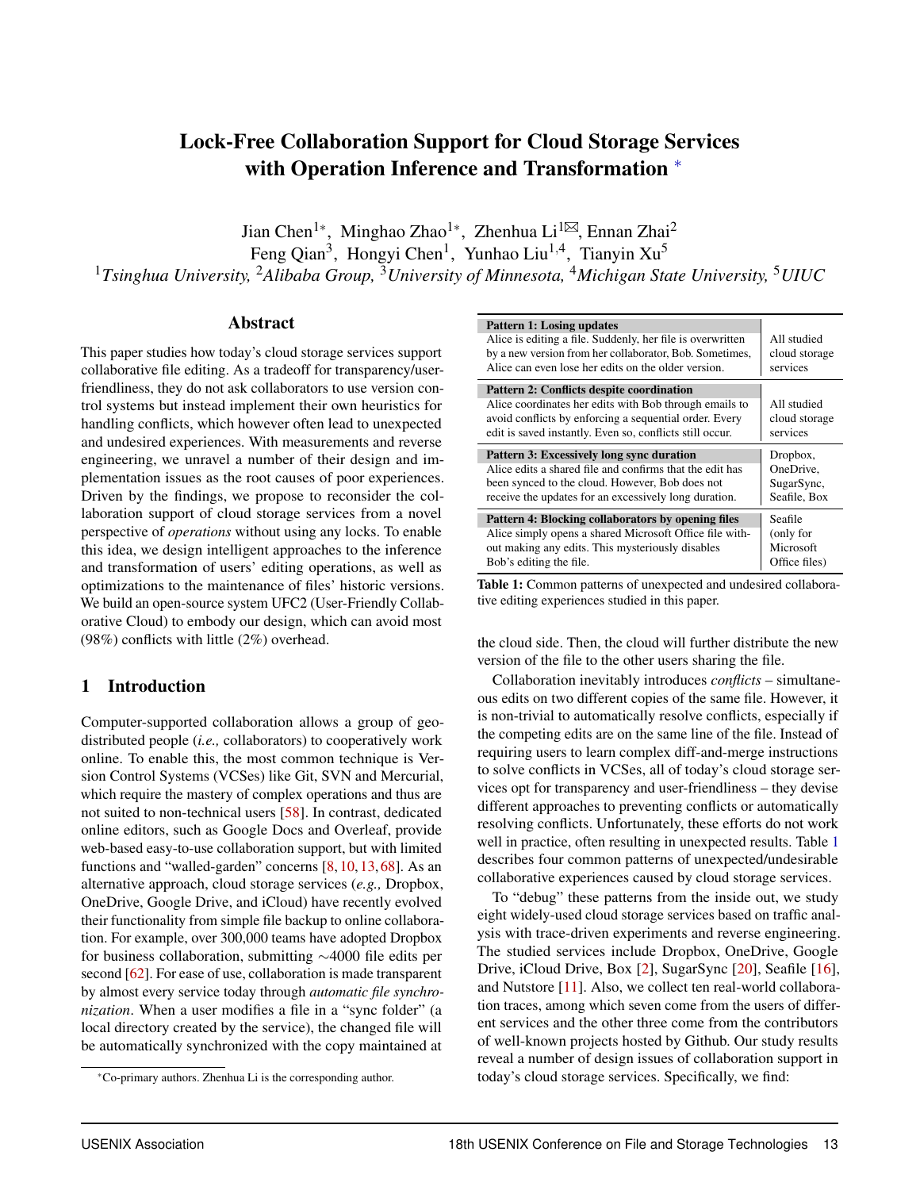# Lock-Free Collaboration Support for Cloud Storage Services with Operation Inference and Transformation *

Jian Chen[1*], Minghao Zhao[1*], Zhenhua Li[1✉], Ennan Zhai[2]
Feng Qian[3], Hongyi Chen[1], Yunhao Liu[1,4], Tianyin Xu[5]
[1]*Tsinghua University,* [2]*Alibaba Group,* [3]*University of Minnesota,* [4]*Michigan State University,* [5]*UIUC*

## Abstract

This paper studies how today's cloud storage services support collaborative file editing. As a tradeoff for transparency/user-friendliness, they do not ask collaborators to use version control systems but instead implement their own heuristics for handling conflicts, which however often lead to unexpected and undesired experiences. With measurements and reverse engineering, we unravel a number of their design and implementation issues as the root causes of poor experiences. Driven by the findings, we propose to reconsider the collaboration support of cloud storage services from a novel perspective of *operations* without using any locks. To enable this idea, we design intelligent approaches to the inference and transformation of users' editing operations, as well as optimizations to the maintenance of files' historic versions. We build an open-source system UFC2 (User-Friendly Collaborative Cloud) to embody our design, which can avoid most (98%) conflicts with little (2%) overhead.

## 1 Introduction

Computer-supported collaboration allows a group of geo-distributed people (*i.e.,* collaborators) to cooperatively work online. To enable this, the most common technique is Version Control Systems (VCSes) like Git, SVN and Mercurial, which require the mastery of complex operations and thus are not suited to non-technical users [58]. In contrast, dedicated online editors, such as Google Docs and Overleaf, provide web-based easy-to-use collaboration support, but with limited functions and "walled-garden" concerns [8, 10, 13, 68]. As an alternative approach, cloud storage services (*e.g.,* Dropbox, OneDrive, Google Drive, and iCloud) have recently evolved their functionality from simple file backup to online collaboration. For example, over 300,000 teams have adopted Dropbox for business collaboration, submitting ∼4000 file edits per second [62]. For ease of use, collaboration is made transparent by almost every service today through *automatic file synchronization*. When a user modifies a file in a "sync folder" (a local directory created by the service), the changed file will be automatically synchronized with the copy maintained at the cloud side. Then, the cloud will further distribute the new version of the file to the other users sharing the file.

| Pattern | Services |
|---|---|
| **Pattern 1: Losing updates**<br>Alice is editing a file. Suddenly, her file is overwritten by a new version from her collaborator, Bob. Sometimes, Alice can even lose her edits on the older version. | All studied cloud storage services |
| **Pattern 2: Conflicts despite coordination**<br>Alice coordinates her edits with Bob through emails to avoid conflicts by enforcing a sequential order. Every edit is saved instantly. Even so, conflicts still occur. | All studied cloud storage services |
| **Pattern 3: Excessively long sync duration**<br>Alice edits a shared file and confirms that the edit has been synced to the cloud. However, Bob does not receive the updates for an excessively long duration. | Dropbox, OneDrive, SugarSync, Seafile, Box |
| **Pattern 4: Blocking collaborators by opening files**<br>Alice simply opens a shared Microsoft Office file without making any edits. This mysteriously disables Bob's editing the file. | Seafile (only for Microsoft Office files) |

**Table 1:** Common patterns of unexpected and undesired collaborative editing experiences studied in this paper.

Collaboration inevitably introduces *conflicts* – simultaneous edits on two different copies of the same file. However, it is non-trivial to automatically resolve conflicts, especially if the competing edits are on the same line of the file. Instead of requiring users to learn complex diff-and-merge instructions to solve conflicts in VCSes, all of today's cloud storage services opt for transparency and user-friendliness – they devise different approaches to preventing conflicts or automatically resolving conflicts. Unfortunately, these efforts do not work well in practice, often resulting in unexpected results. Table 1 describes four common patterns of unexpected/undesirable collaborative experiences caused by cloud storage services.

To "debug" these patterns from the inside out, we study eight widely-used cloud storage services based on traffic analysis with trace-driven experiments and reverse engineering. The studied services include Dropbox, OneDrive, Google Drive, iCloud Drive, Box [2], SugarSync [20], Seafile [16], and Nutstore [11]. Also, we collect ten real-world collaboration traces, among which seven come from the users of different services and the other three come from the contributors of well-known projects hosted by Github. Our study results reveal a number of design issues of collaboration support in today's cloud storage services. Specifically, we find:

*Co-primary authors. Zhenhua Li is the corresponding author.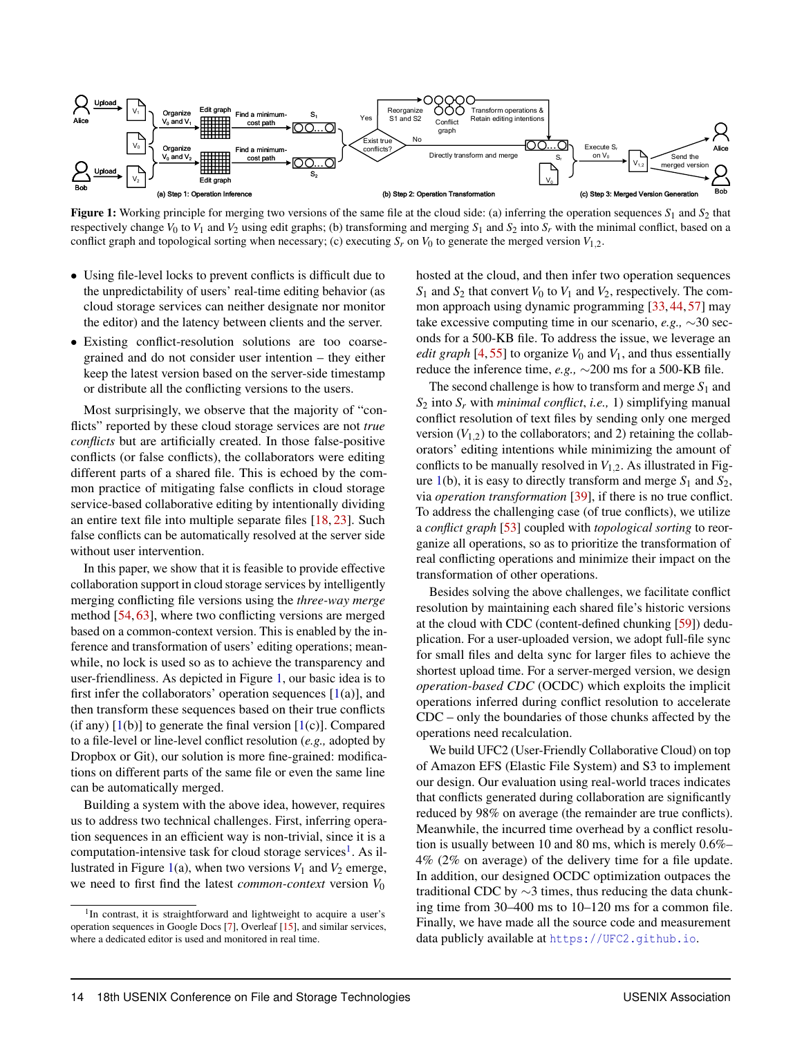**Figure 1:** Working principle for merging two versions of the same file at the cloud side: (a) inferring the operation sequences $S_1$ and $S_2$ that respectively change $V_0$ to $V_1$ and $V_2$ using edit graphs; (b) transforming and merging $S_1$ and $S_2$ into $S_r$ with the minimal conflict, based on a conflict graph and topological sorting when necessary; (c) executing $S_r$ on $V_0$ to generate the merged version $V_{1,2}$.

- Using file-level locks to prevent conflicts is difficult due to the unpredictability of users' real-time editing behavior (as cloud storage services can neither designate nor monitor the editor) and the latency between clients and the server.
- Existing conflict-resolution solutions are too coarse-grained and do not consider user intention – they either keep the latest version based on the server-side timestamp or distribute all the conflicting versions to the users.

Most surprisingly, we observe that the majority of "conflicts" reported by these cloud storage services are not *true conflicts* but are artificially created. In those false-positive conflicts (or false conflicts), the collaborators were editing different parts of a shared file. This is echoed by the common practice of mitigating false conflicts in cloud storage service-based collaborative editing by intentionally dividing an entire text file into multiple separate files [18, 23]. Such false conflicts can be automatically resolved at the server side without user intervention.

In this paper, we show that it is feasible to provide effective collaboration support in cloud storage services by intelligently merging conflicting file versions using the *three-way merge* method [54, 63], where two conflicting versions are merged based on a common-context version. This is enabled by the inference and transformation of users' editing operations; meanwhile, no lock is used so as to achieve the transparency and user-friendliness. As depicted in Figure 1, our basic idea is to first infer the collaborators' operation sequences [1(a)], and then transform these sequences based on their true conflicts (if any) [1(b)] to generate the final version [1(c)]. Compared to a file-level or line-level conflict resolution (*e.g.,* adopted by Dropbox or Git), our solution is more fine-grained: modifications on different parts of the same file or even the same line can be automatically merged.

Building a system with the above idea, however, requires us to address two technical challenges. First, inferring operation sequences in an efficient way is non-trivial, since it is a computation-intensive task for cloud storage services[1]. As illustrated in Figure 1(a), when two versions $V_1$ and $V_2$ emerge, we need to first find the latest *common-context* version $V_0$ hosted at the cloud, and then infer two operation sequences $S_1$ and $S_2$ that convert $V_0$ to $V_1$ and $V_2$, respectively. The common approach using dynamic programming [33, 44, 57] may take excessive computing time in our scenario, *e.g.,* ∼30 seconds for a 500-KB file. To address the issue, we leverage an *edit graph* [4, 55] to organize $V_0$ and $V_1$, and thus essentially reduce the inference time, *e.g.,* ∼200 ms for a 500-KB file.

The second challenge is how to transform and merge $S_1$ and $S_2$ into $S_r$ with *minimal conflict*, *i.e.,* 1) simplifying manual conflict resolution of text files by sending only one merged version ($V_{1,2}$) to the collaborators; and 2) retaining the collaborators' editing intentions while minimizing the amount of conflicts to be manually resolved in $V_{1,2}$. As illustrated in Figure 1(b), it is easy to directly transform and merge $S_1$ and $S_2$, via *operation transformation* [39], if there is no true conflict. To address the challenging case (of true conflicts), we utilize a *conflict graph* [53] coupled with *topological sorting* to reorganize all operations, so as to prioritize the transformation of real conflicting operations and minimize their impact on the transformation of other operations.

Besides solving the above challenges, we facilitate conflict resolution by maintaining each shared file's historic versions at the cloud with CDC (content-defined chunking [59]) deduplication. For a user-uploaded version, we adopt full-file sync for small files and delta sync for larger files to achieve the shortest upload time. For a server-merged version, we design *operation-based CDC* (OCDC) which exploits the implicit operations inferred during conflict resolution to accelerate CDC – only the boundaries of those chunks affected by the operations need recalculation.

We build UFC2 (User-Friendly Collaborative Cloud) on top of Amazon EFS (Elastic File System) and S3 to implement our design. Our evaluation using real-world traces indicates that conflicts generated during collaboration are significantly reduced by 98% on average (the remainder are true conflicts). Meanwhile, the incurred time overhead by a conflict resolution is usually between 10 and 80 ms, which is merely 0.6%–4% (2% on average) of the delivery time for a file update. In addition, our designed OCDC optimization outpaces the traditional CDC by ∼3 times, thus reducing the data chunking time from 30–400 ms to 10–120 ms for a common file. Finally, we have made all the source code and measurement data publicly available at https://UFC2.github.io.

[1] In contrast, it is straightforward and lightweight to acquire a user's operation sequences in Google Docs [7], Overleaf [15], and similar services, where a dedicated editor is used and monitored in real time.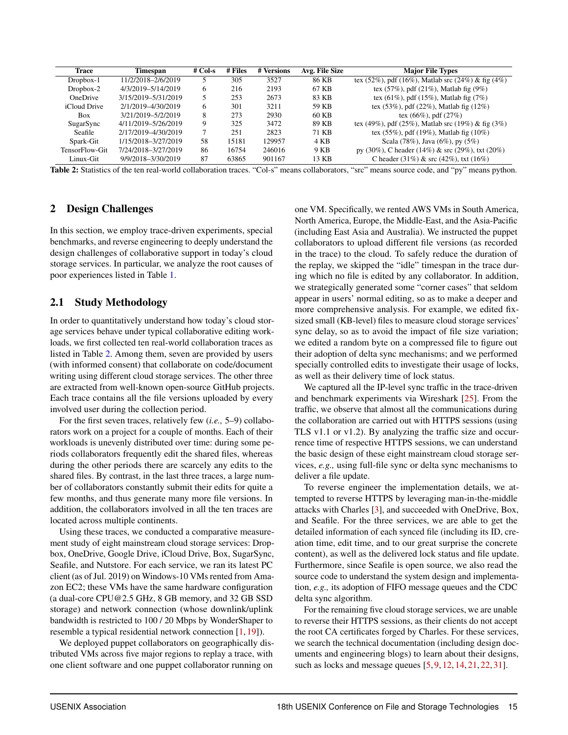| Trace | Timespan | # Col-s | # Files | # Versions | Avg. File Size | Major File Types |
|---|---|---|---|---|---|---|
| Dropbox-1 | 11/2/2018–2/6/2019 | 5 | 305 | 3527 | 86 KB | tex (52%), pdf (16%), Matlab src (24%) & fig (4%) |
| Dropbox-2 | 4/3/2019–5/14/2019 | 6 | 216 | 2193 | 67 KB | tex (57%), pdf (21%), Matlab fig (9%) |
| OneDrive | 3/15/2019–5/31/2019 | 5 | 253 | 2673 | 83 KB | tex (61%), pdf (15%), Matlab fig (7%) |
| iCloud Drive | 2/1/2019–4/30/2019 | 6 | 301 | 3211 | 59 KB | tex (53%), pdf (22%), Matlab fig (12%) |
| Box | 3/21/2019–5/2/2019 | 8 | 273 | 2930 | 60 KB | tex (66%), pdf (27%) |
| SugarSync | 4/11/2019–5/26/2019 | 9 | 325 | 3472 | 89 KB | tex (49%), pdf (25%), Matlab src (19%) & fig (3%) |
| Seafile | 2/17/2019–4/30/2019 | 7 | 251 | 2823 | 71 KB | tex (55%), pdf (19%), Matlab fig (10%) |
| Spark-Git | 1/15/2018–3/27/2019 | 58 | 15181 | 129957 | 4 KB | Scala (78%), Java (6%), py (5%) |
| TensorFlow-Git | 7/24/2018–3/27/2019 | 86 | 16754 | 246016 | 9 KB | py (30%), C header (14%) & src (29%), txt (20%) |
| Linux-Git | 9/9/2018–3/30/2019 | 87 | 63865 | 901167 | 13 KB | C header (31%) & src (42%), txt (16%) |

**Table 2:** Statistics of the ten real-world collaboration traces. "Col-s" means collaborators, "src" means source code, and "py" means python.

## 2 Design Challenges

In this section, we employ trace-driven experiments, special benchmarks, and reverse engineering to deeply understand the design challenges of collaborative support in today's cloud storage services. In particular, we analyze the root causes of poor experiences listed in Table 1.

### 2.1 Study Methodology

In order to quantitatively understand how today's cloud storage services behave under typical collaborative editing workloads, we first collected ten real-world collaboration traces as listed in Table 2. Among them, seven are provided by users (with informed consent) that collaborate on code/document writing using different cloud storage services. The other three are extracted from well-known open-source GitHub projects. Each trace contains all the file versions uploaded by every involved user during the collection period.

For the first seven traces, relatively few (*i.e.,* 5–9) collaborators work on a project for a couple of months. Each of their workloads is unevenly distributed over time: during some periods collaborators frequently edit the shared files, whereas during the other periods there are scarcely any edits to the shared files. By contrast, in the last three traces, a large number of collaborators constantly submit their edits for quite a few months, and thus generate many more file versions. In addition, the collaborators involved in all the ten traces are located across multiple continents.

Using these traces, we conducted a comparative measurement study of eight mainstream cloud storage services: Dropbox, OneDrive, Google Drive, iCloud Drive, Box, SugarSync, Seafile, and Nutstore. For each service, we ran its latest PC client (as of Jul. 2019) on Windows-10 VMs rented from Amazon EC2; these VMs have the same hardware configuration (a dual-core CPU@2.5 GHz, 8 GB memory, and 32 GB SSD storage) and network connection (whose downlink/uplink bandwidth is restricted to 100 / 20 Mbps by WonderShaper to resemble a typical residential network connection [1, 19]).

We deployed puppet collaborators on geographically distributed VMs across five major regions to replay a trace, with one client software and one puppet collaborator running on one VM. Specifically, we rented AWS VMs in South America, North America, Europe, the Middle-East, and the Asia-Pacific (including East Asia and Australia). We instructed the puppet collaborators to upload different file versions (as recorded in the trace) to the cloud. To safely reduce the duration of the replay, we skipped the "idle" timespan in the trace during which no file is edited by any collaborator. In addition, we strategically generated some "corner cases" that seldom appear in users' normal editing, so as to make a deeper and more comprehensive analysis. For example, we edited fix-sized small (KB-level) files to measure cloud storage services' sync delay, so as to avoid the impact of file size variation; we edited a random byte on a compressed file to figure out their adoption of delta sync mechanisms; and we performed specially controlled edits to investigate their usage of locks, as well as their delivery time of lock status.

We captured all the IP-level sync traffic in the trace-driven and benchmark experiments via Wireshark [25]. From the traffic, we observe that almost all the communications during the collaboration are carried out with HTTPS sessions (using TLS v1.1 or v1.2). By analyzing the traffic size and occurrence time of respective HTTPS sessions, we can understand the basic design of these eight mainstream cloud storage services, *e.g.,* using full-file sync or delta sync mechanisms to deliver a file update.

To reverse engineer the implementation details, we attempted to reverse HTTPS by leveraging man-in-the-middle attacks with Charles [3], and succeeded with OneDrive, Box, and Seafile. For the three services, we are able to get the detailed information of each synced file (including its ID, creation time, edit time, and to our great surprise the concrete content), as well as the delivered lock status and file update. Furthermore, since Seafile is open source, we also read the source code to understand the system design and implementation, *e.g.,* its adoption of FIFO message queues and the CDC delta sync algorithm.

For the remaining five cloud storage services, we are unable to reverse their HTTPS sessions, as their clients do not accept the root CA certificates forged by Charles. For these services, we search the technical documentation (including design documents and engineering blogs) to learn about their designs, such as locks and message queues [5, 9, 12, 14, 21, 22, 31].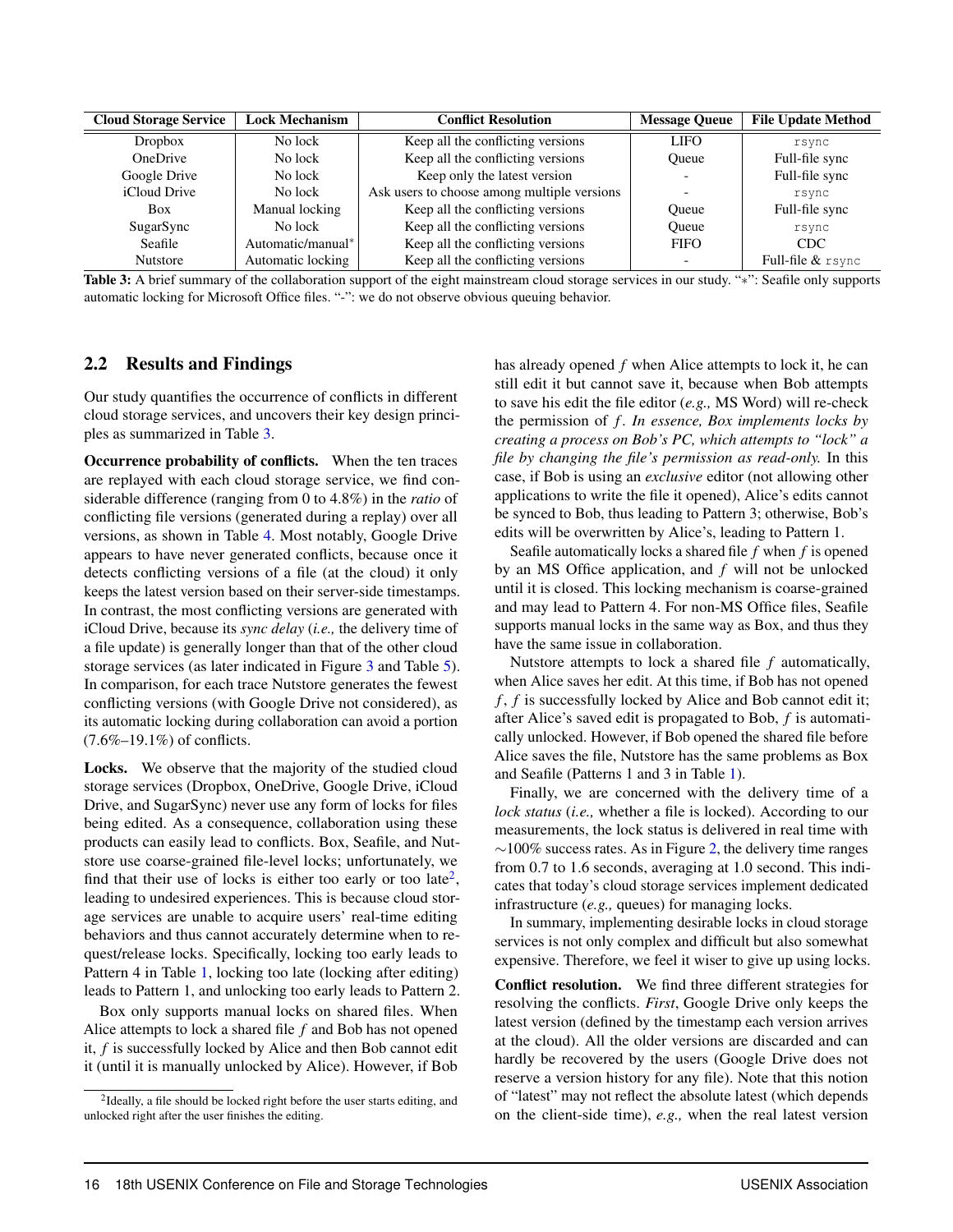| Cloud Storage Service | Lock Mechanism | Conflict Resolution | Message Queue | File Update Method |
|---|---|---|---|---|
| Dropbox | No lock | Keep all the conflicting versions | LIFO | `rsync` |
| OneDrive | No lock | Keep all the conflicting versions | Queue | Full-file sync |
| Google Drive | No lock | Keep only the latest version | - | Full-file sync |
| iCloud Drive | No lock | Ask users to choose among multiple versions | - | `rsync` |
| Box | Manual locking | Keep all the conflicting versions | Queue | Full-file sync |
| SugarSync | No lock | Keep all the conflicting versions | Queue | `rsync` |
| Seafile | Automatic/manual* | Keep all the conflicting versions | FIFO | CDC |
| Nutstore | Automatic locking | Keep all the conflicting versions | - | Full-file & `rsync` |

**Table 3:** A brief summary of the collaboration support of the eight mainstream cloud storage services in our study. "*": Seafile only supports automatic locking for Microsoft Office files. "-": we do not observe obvious queuing behavior.

## 2.2 Results and Findings

Our study quantifies the occurrence of conflicts in different cloud storage services, and uncovers their key design principles as summarized in Table 3.

**Occurrence probability of conflicts.** When the ten traces are replayed with each cloud storage service, we find considerable difference (ranging from 0 to 4.8%) in the *ratio* of conflicting file versions (generated during a replay) over all versions, as shown in Table 4. Most notably, Google Drive appears to have never generated conflicts, because once it detects conflicting versions of a file (at the cloud) it only keeps the latest version based on their server-side timestamps. In contrast, the most conflicting versions are generated with iCloud Drive, because its *sync delay* (*i.e.,* the delivery time of a file update) is generally longer than that of the other cloud storage services (as later indicated in Figure 3 and Table 5). In comparison, for each trace Nutstore generates the fewest conflicting versions (with Google Drive not considered), as its automatic locking during collaboration can avoid a portion (7.6%–19.1%) of conflicts.

**Locks.** We observe that the majority of the studied cloud storage services (Dropbox, OneDrive, Google Drive, iCloud Drive, and SugarSync) never use any form of locks for files being edited. As a consequence, collaboration using these products can easily lead to conflicts. Box, Seafile, and Nutstore use coarse-grained file-level locks; unfortunately, we find that their use of locks is either too early or too late[2], leading to undesired experiences. This is because cloud storage services are unable to acquire users' real-time editing behaviors and thus cannot accurately determine when to request/release locks. Specifically, locking too early leads to Pattern 4 in Table 1, locking too late (locking after editing) leads to Pattern 1, and unlocking too early leads to Pattern 2.

Box only supports manual locks on shared files. When Alice attempts to lock a shared file $f$ and Bob has not opened it, $f$ is successfully locked by Alice and then Bob cannot edit it (until it is manually unlocked by Alice). However, if Bob has already opened $f$ when Alice attempts to lock it, he can still edit it but cannot save it, because when Bob attempts to save his edit the file editor (*e.g.,* MS Word) will re-check the permission of $f$. *In essence, Box implements locks by creating a process on Bob's PC, which attempts to "lock" a file by changing the file's permission as read-only.* In this case, if Bob is using an *exclusive* editor (not allowing other applications to write the file it opened), Alice's edits cannot be synced to Bob, thus leading to Pattern 3; otherwise, Bob's edits will be overwritten by Alice's, leading to Pattern 1.

Seafile automatically locks a shared file $f$ when $f$ is opened by an MS Office application, and $f$ will not be unlocked until it is closed. This locking mechanism is coarse-grained and may lead to Pattern 4. For non-MS Office files, Seafile supports manual locks in the same way as Box, and thus they have the same issue in collaboration.

Nutstore attempts to lock a shared file $f$ automatically, when Alice saves her edit. At this time, if Bob has not opened $f$, $f$ is successfully locked by Alice and Bob cannot edit it; after Alice's saved edit is propagated to Bob, $f$ is automatically unlocked. However, if Bob opened the shared file before Alice saves the file, Nutstore has the same problems as Box and Seafile (Patterns 1 and 3 in Table 1).

Finally, we are concerned with the delivery time of a *lock status* (*i.e.,* whether a file is locked). According to our measurements, the lock status is delivered in real time with $\sim$100% success rates. As in Figure 2, the delivery time ranges from 0.7 to 1.6 seconds, averaging at 1.0 second. This indicates that today's cloud storage services implement dedicated infrastructure (*e.g.,* queues) for managing locks.

In summary, implementing desirable locks in cloud storage services is not only complex and difficult but also somewhat expensive. Therefore, we feel it wiser to give up using locks.

**Conflict resolution.** We find three different strategies for resolving the conflicts. *First*, Google Drive only keeps the latest version (defined by the timestamp each version arrives at the cloud). All the older versions are discarded and can hardly be recovered by the users (Google Drive does not reserve a version history for any file). Note that this notion of "latest" may not reflect the absolute latest (which depends on the client-side time), *e.g.,* when the real latest version

[2] Ideally, a file should be locked right before the user starts editing, and unlocked right after the user finishes the editing.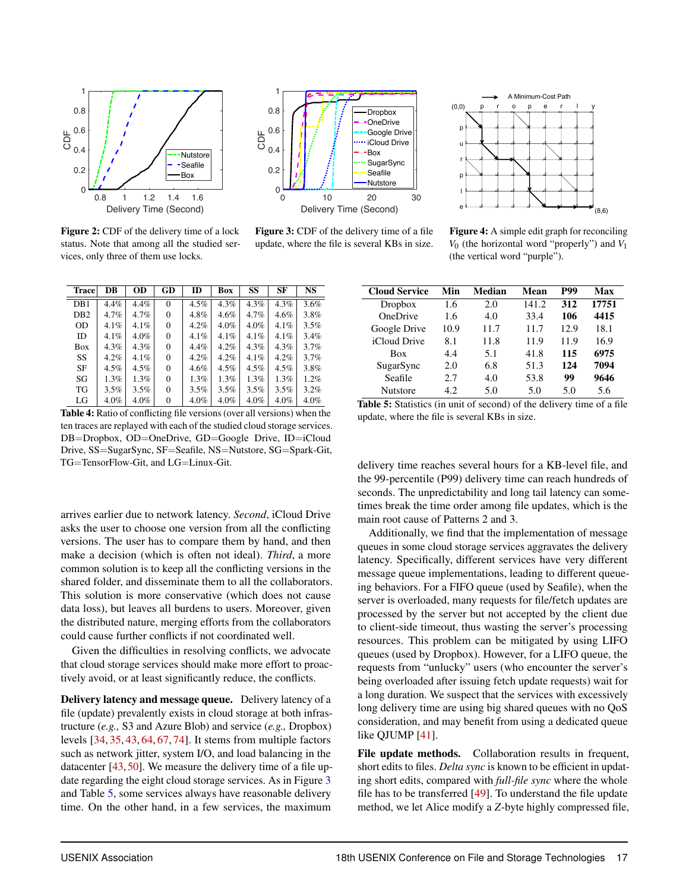Figure 2: CDF of the delivery time of a lock status. Note that among all the studied services, only three of them use locks.

Figure 3: CDF of the delivery time of a file update, where the file is several KBs in size.

Figure 4: A simple edit graph for reconciling $V_0$ (the horizontal word "properly") and $V_1$ (the vertical word "purple").

| Trace | DB | OD | GD | ID | Box | SS | SF | NS |
|---|---|---|---|---|---|---|---|---|
| DB1 | 4.4% | 4.4% | 0 | 4.5% | 4.3% | 4.3% | 4.3% | 3.6% |
| DB2 | 4.7% | 4.7% | 0 | 4.8% | 4.6% | 4.7% | 4.6% | 3.8% |
| OD | 4.1% | 4.1% | 0 | 4.2% | 4.0% | 4.0% | 4.1% | 3.5% |
| ID | 4.1% | 4.0% | 0 | 4.1% | 4.1% | 4.1% | 4.1% | 3.4% |
| Box | 4.3% | 4.3% | 0 | 4.4% | 4.2% | 4.3% | 4.3% | 3.7% |
| SS | 4.2% | 4.1% | 0 | 4.2% | 4.2% | 4.1% | 4.2% | 3.7% |
| SF | 4.5% | 4.5% | 0 | 4.6% | 4.5% | 4.5% | 4.5% | 3.8% |
| SG | 1.3% | 1.3% | 0 | 1.3% | 1.3% | 1.3% | 1.3% | 1.2% |
| TG | 3.5% | 3.5% | 0 | 3.5% | 3.5% | 3.5% | 3.5% | 3.2% |
| LG | 4.0% | 4.0% | 0 | 4.0% | 4.0% | 4.0% | 4.0% | 4.0% |

**Table 4:** Ratio of conflicting file versions (over all versions) when the ten traces are replayed with each of the studied cloud storage services. DB=Dropbox, OD=OneDrive, GD=Google Drive, ID=iCloud Drive, SS=SugarSync, SF=Seafile, NS=Nutstore, SG=Spark-Git, TG=TensorFlow-Git, and LG=Linux-Git.

| Cloud Service | Min | Median | Mean | P99 | Max |
|---|---|---|---|---|---|
| Dropbox | 1.6 | 2.0 | 141.2 | **312** | **17751** |
| OneDrive | 1.6 | 4.0 | 33.4 | **106** | **4415** |
| Google Drive | 10.9 | 11.7 | 11.7 | 12.9 | 18.1 |
| iCloud Drive | 8.1 | 11.8 | 11.9 | 11.9 | 16.9 |
| Box | 4.4 | 5.1 | 41.8 | **115** | **6975** |
| SugarSync | 2.0 | 6.8 | 51.3 | **124** | **7094** |
| Seafile | 2.7 | 4.0 | 53.8 | **99** | **9646** |
| Nutstore | 4.2 | 5.0 | 5.0 | 5.0 | 5.6 |

**Table 5:** Statistics (in unit of second) of the delivery time of a file update, where the file is several KBs in size.

arrives earlier due to network latency. *Second*, iCloud Drive asks the user to choose one version from all the conflicting versions. The user has to compare them by hand, and then make a decision (which is often not ideal). *Third*, a more common solution is to keep all the conflicting versions in the shared folder, and disseminate them to all the collaborators. This solution is more conservative (which does not cause data loss), but leaves all burdens to users. Moreover, given the distributed nature, merging efforts from the collaborators could cause further conflicts if not coordinated well.

Given the difficulties in resolving conflicts, we advocate that cloud storage services should make more effort to proactively avoid, or at least significantly reduce, the conflicts.

**Delivery latency and message queue.** Delivery latency of a file (update) prevalently exists in cloud storage at both infrastructure (*e.g.,* S3 and Azure Blob) and service (*e.g.,* Dropbox) levels [34, 35, 43, 64, 67, 74]. It stems from multiple factors such as network jitter, system I/O, and load balancing in the datacenter [43, 50]. We measure the delivery time of a file update regarding the eight cloud storage services. As in Figure 3 and Table 5, some services always have reasonable delivery time. On the other hand, in a few services, the maximum delivery time reaches several hours for a KB-level file, and the 99-percentile (P99) delivery time can reach hundreds of seconds. The unpredictability and long tail latency can sometimes break the time order among file updates, which is the main root cause of Patterns 2 and 3.

Additionally, we find that the implementation of message queues in some cloud storage services aggravates the delivery latency. Specifically, different services have very different message queue implementations, leading to different queueing behaviors. For a FIFO queue (used by Seafile), when the server is overloaded, many requests for file/fetch updates are processed by the server but not accepted by the client due to client-side timeout, thus wasting the server's processing resources. This problem can be mitigated by using LIFO queues (used by Dropbox). However, for a LIFO queue, the requests from "unlucky" users (who encounter the server's being overloaded after issuing fetch update requests) wait for a long duration. We suspect that the services with excessively long delivery time are using big shared queues with no QoS consideration, and may benefit from using a dedicated queue like QJUMP [41].

**File update methods.** Collaboration results in frequent, short edits to files. *Delta sync* is known to be efficient in updating short edits, compared with *full-file sync* where the whole file has to be transferred [49]. To understand the file update method, we let Alice modify a *Z*-byte highly compressed file,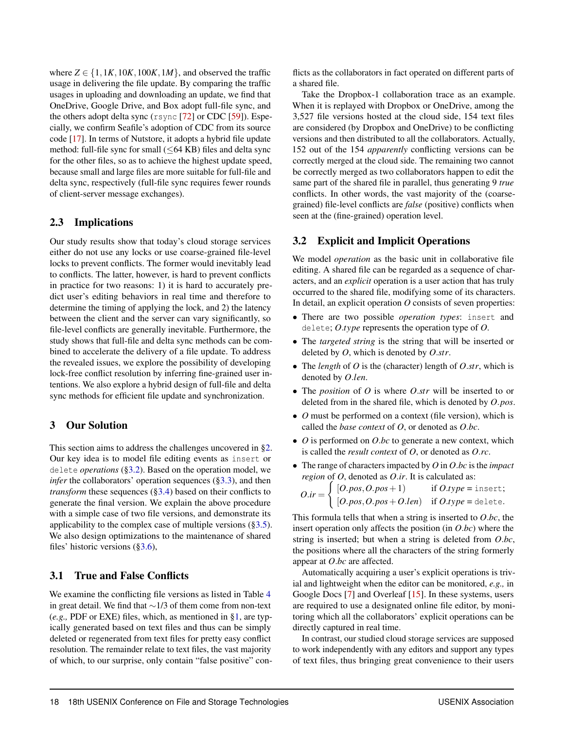where $Z \in \{1, 1K, 10K, 100K, 1M\}$, and observed the traffic usage in delivering the file update. By comparing the traffic usages in uploading and downloading an update, we find that OneDrive, Google Drive, and Box adopt full-file sync, and the others adopt delta sync (`rsync` [72] or CDC [59]). Especially, we confirm Seafile's adoption of CDC from its source code [17]. In terms of Nutstore, it adopts a hybrid file update method: full-file sync for small ($\leq$64 KB) files and delta sync for the other files, so as to achieve the highest update speed, because small and large files are more suitable for full-file and delta sync, respectively (full-file sync requires fewer rounds of client-server message exchanges).

## 2.3 Implications

Our study results show that today's cloud storage services either do not use any locks or use coarse-grained file-level locks to prevent conflicts. The former would inevitably lead to conflicts. The latter, however, is hard to prevent conflicts in practice for two reasons: 1) it is hard to accurately predict user's editing behaviors in real time and therefore to determine the timing of applying the lock, and 2) the latency between the client and the server can vary significantly, so file-level conflicts are generally inevitable. Furthermore, the study shows that full-file and delta sync methods can be combined to accelerate the delivery of a file update. To address the revealed issues, we explore the possibility of developing lock-free conflict resolution by inferring fine-grained user intentions. We also explore a hybrid design of full-file and delta sync methods for efficient file update and synchronization.

# 3 Our Solution

This section aims to address the challenges uncovered in §2. Our key idea is to model file editing events as `insert` or `delete` *operations* (§3.2). Based on the operation model, we *infer* the collaborators' operation sequences (§3.3), and then *transform* these sequences (§3.4) based on their conflicts to generate the final version. We explain the above procedure with a simple case of two file versions, and demonstrate its applicability to the complex case of multiple versions (§3.5). We also design optimizations to the maintenance of shared files' historic versions (§3.6),

## 3.1 True and False Conflicts

We examine the conflicting file versions as listed in Table 4 in great detail. We find that ~1/3 of them come from non-text (*e.g.,* PDF or EXE) files, which, as mentioned in §1, are typically generated based on text files and thus can be simply deleted or regenerated from text files for pretty easy conflict resolution. The remainder relate to text files, the vast majority of which, to our surprise, only contain "false positive" conflicts as the collaborators in fact operated on different parts of a shared file.

Take the Dropbox-1 collaboration trace as an example. When it is replayed with Dropbox or OneDrive, among the 3,527 file versions hosted at the cloud side, 154 text files are considered (by Dropbox and OneDrive) to be conflicting versions and then distributed to all the collaborators. Actually, 152 out of the 154 *apparently* conflicting versions can be correctly merged at the cloud side. The remaining two cannot be correctly merged as two collaborators happen to edit the same part of the shared file in parallel, thus generating 9 *true* conflicts. In other words, the vast majority of the (coarse-grained) file-level conflicts are *false* (positive) conflicts when seen at the (fine-grained) operation level.

## 3.2 Explicit and Implicit Operations

We model *operation* as the basic unit in collaborative file editing. A shared file can be regarded as a sequence of characters, and an *explicit* operation is a user action that has truly occurred to the shared file, modifying some of its characters. In detail, an explicit operation $O$ consists of seven properties:

- There are two possible *operation types*: `insert` and `delete`; $O.type$ represents the operation type of $O$.
- The *targeted string* is the string that will be inserted or deleted by $O$, which is denoted by $O.str$.
- The *length* of $O$ is the (character) length of $O.str$, which is denoted by $O.len$.
- The *position* of $O$ is where $O.str$ will be inserted to or deleted from in the shared file, which is denoted by $O.pos$.
- $O$ must be performed on a context (file version), which is called the *base context* of $O$, or denoted as $O.bc$.
- $O$ is performed on $O.bc$ to generate a new context, which is called the *result context* of $O$, or denoted as $O.rc$.
- The range of characters impacted by $O$ in $O.bc$ is the *impact region* of $O$, denoted as $O.ir$. It is calculated as:

$$O.ir = \begin{cases} [O.pos, O.pos+1) & \text{if } O.type = \texttt{insert}; \\ [O.pos, O.pos+O.len) & \text{if } O.type = \texttt{delete}. \end{cases}$$

This formula tells that when a string is inserted to $O.bc$, the insert operation only affects the position (in $O.bc$) where the string is inserted; but when a string is deleted from $O.bc$, the positions where all the characters of the string formerly appear at $O.bc$ are affected.

Automatically acquiring a user's explicit operations is trivial and lightweight when the editor can be monitored, *e.g.,* in Google Docs [7] and Overleaf [15]. In these systems, users are required to use a designated online file editor, by monitoring which all the collaborators' explicit operations can be directly captured in real time.

In contrast, our studied cloud storage services are supposed to work independently with any editors and support any types of text files, thus bringing great convenience to their users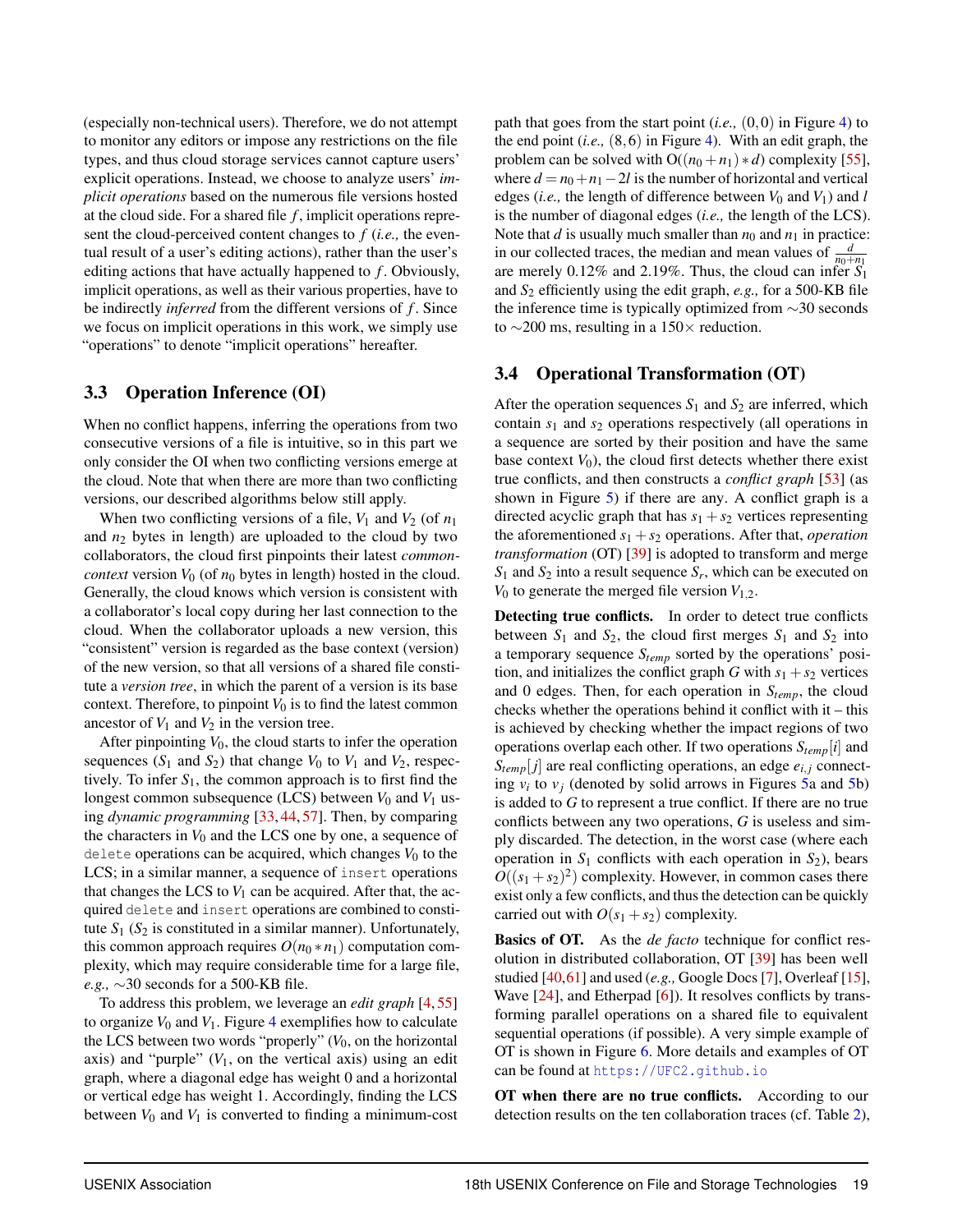(especially non-technical users). Therefore, we do not attempt to monitor any editors or impose any restrictions on the file types, and thus cloud storage services cannot capture users' explicit operations. Instead, we choose to analyze users' *implicit operations* based on the numerous file versions hosted at the cloud side. For a shared file $f$, implicit operations represent the cloud-perceived content changes to $f$ (*i.e.,* the eventual result of a user's editing actions), rather than the user's editing actions that have actually happened to $f$. Obviously, implicit operations, as well as their various properties, have to be indirectly *inferred* from the different versions of $f$. Since we focus on implicit operations in this work, we simply use "operations" to denote "implicit operations" hereafter.

### 3.3 Operation Inference (OI)

When no conflict happens, inferring the operations from two consecutive versions of a file is intuitive, so in this part we only consider the OI when two conflicting versions emerge at the cloud. Note that when there are more than two conflicting versions, our described algorithms below still apply.

When two conflicting versions of a file, $V_1$ and $V_2$ (of $n_1$ and $n_2$ bytes in length) are uploaded to the cloud by two collaborators, the cloud first pinpoints their latest *common-context* version $V_0$ (of $n_0$ bytes in length) hosted in the cloud. Generally, the cloud knows which version is consistent with a collaborator's local copy during her last connection to the cloud. When the collaborator uploads a new version, this "consistent" version is regarded as the base context (version) of the new version, so that all versions of a shared file constitute a *version tree*, in which the parent of a version is its base context. Therefore, to pinpoint $V_0$ is to find the latest common ancestor of $V_1$ and $V_2$ in the version tree.

After pinpointing $V_0$, the cloud starts to infer the operation sequences ($S_1$ and $S_2$) that change $V_0$ to $V_1$ and $V_2$, respectively. To infer $S_1$, the common approach is to first find the longest common subsequence (LCS) between $V_0$ and $V_1$ using *dynamic programming* [33, 44, 57]. Then, by comparing the characters in $V_0$ and the LCS one by one, a sequence of `delete` operations can be acquired, which changes $V_0$ to the LCS; in a similar manner, a sequence of `insert` operations that changes the LCS to $V_1$ can be acquired. After that, the acquired `delete` and `insert` operations are combined to constitute $S_1$ ($S_2$ is constituted in a similar manner). Unfortunately, this common approach requires $O(n_0 * n_1)$ computation complexity, which may require considerable time for a large file, *e.g.,* ∼30 seconds for a 500-KB file.

To address this problem, we leverage an *edit graph* [4, 55] to organize $V_0$ and $V_1$. Figure 4 exemplifies how to calculate the LCS between two words "properly" ($V_0$, on the horizontal axis) and "purple" ($V_1$, on the vertical axis) using an edit graph, where a diagonal edge has weight 0 and a horizontal or vertical edge has weight 1. Accordingly, finding the LCS between $V_0$ and $V_1$ is converted to finding a minimum-cost path that goes from the start point (*i.e.,* $(0,0)$ in Figure 4) to the end point (*i.e.,* $(8,6)$ in Figure 4). With an edit graph, the problem can be solved with $O((n_0 + n_1) * d)$ complexity [55], where $d = n_0 + n_1 - 2l$ is the number of horizontal and vertical edges (*i.e.,* the length of difference between $V_0$ and $V_1$) and $l$ is the number of diagonal edges (*i.e.,* the length of the LCS). Note that $d$ is usually much smaller than $n_0$ and $n_1$ in practice: in our collected traces, the median and mean values of $\frac{d}{n_0+n_1}$ are merely 0.12% and 2.19%. Thus, the cloud can infer $S_1$ and $S_2$ efficiently using the edit graph, *e.g.,* for a 500-KB file the inference time is typically optimized from ∼30 seconds to ∼200 ms, resulting in a 150× reduction.

### 3.4 Operational Transformation (OT)

After the operation sequences $S_1$ and $S_2$ are inferred, which contain $s_1$ and $s_2$ operations respectively (all operations in a sequence are sorted by their position and have the same base context $V_0$), the cloud first detects whether there exist true conflicts, and then constructs a *conflict graph* [53] (as shown in Figure 5) if there are any. A conflict graph is a directed acyclic graph that has $s_1 + s_2$ vertices representing the aforementioned $s_1 + s_2$ operations. After that, *operation transformation* (OT) [39] is adopted to transform and merge $S_1$ and $S_2$ into a result sequence $S_r$, which can be executed on $V_0$ to generate the merged file version $V_{1,2}$.

**Detecting true conflicts.** In order to detect true conflicts between $S_1$ and $S_2$, the cloud first merges $S_1$ and $S_2$ into a temporary sequence $S_{temp}$ sorted by the operations' position, and initializes the conflict graph $G$ with $s_1 + s_2$ vertices and 0 edges. Then, for each operation in $S_{temp}$, the cloud checks whether the operations behind it conflict with it – this is achieved by checking whether the impact regions of two operations overlap each other. If two operations $S_{temp}[i]$ and $S_{temp}[j]$ are real conflicting operations, an edge $e_{i,j}$ connecting $v_i$ to $v_j$ (denoted by solid arrows in Figures 5a and 5b) is added to $G$ to represent a true conflict. If there are no true conflicts between any two operations, $G$ is useless and simply discarded. The detection, in the worst case (where each operation in $S_1$ conflicts with each operation in $S_2$), bears $O((s_1 + s_2)^2)$ complexity. However, in common cases there exist only a few conflicts, and thus the detection can be quickly carried out with $O(s_1 + s_2)$ complexity.

**Basics of OT.** As the *de facto* technique for conflict resolution in distributed collaboration, OT [39] has been well studied [40,61] and used (*e.g.,* Google Docs [7], Overleaf [15], Wave [24], and Etherpad [6]). It resolves conflicts by transforming parallel operations on a shared file to equivalent sequential operations (if possible). A very simple example of OT is shown in Figure 6. More details and examples of OT can be found at https://UFC2.github.io

**OT when there are no true conflicts.** According to our detection results on the ten collaboration traces (cf. Table 2),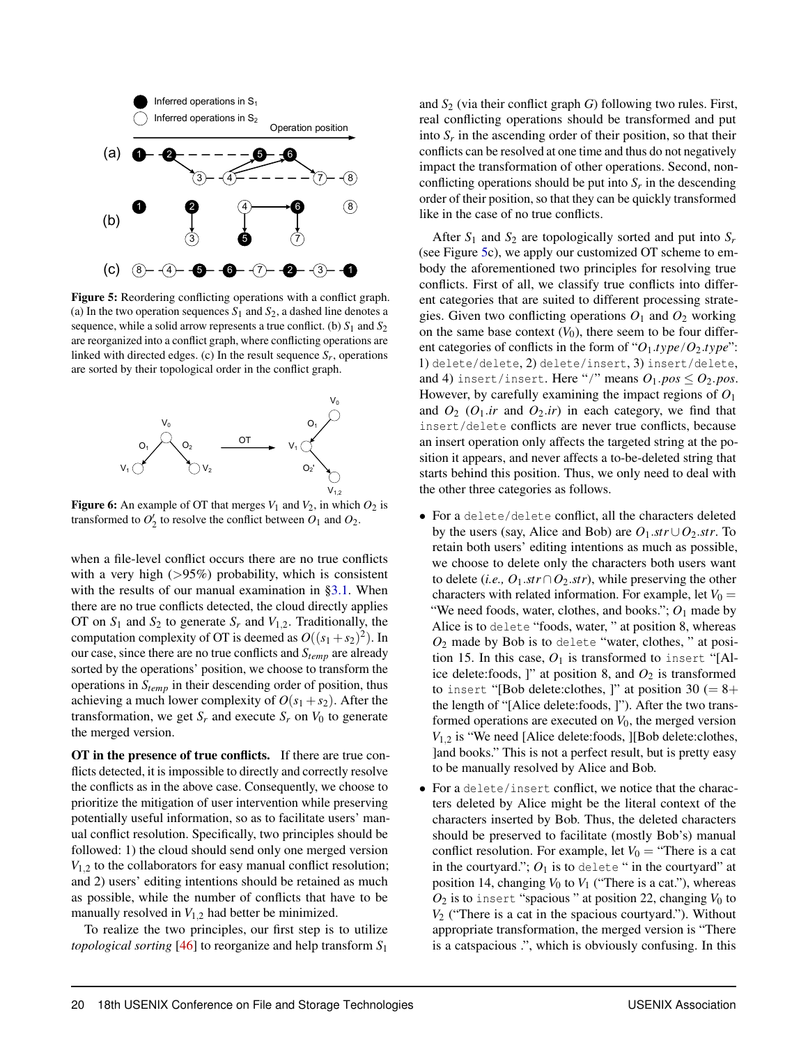Figure 5: Reordering conflicting operations with a conflict graph. (a) In the two operation sequences $S_1$ and $S_2$, a dashed line denotes a sequence, while a solid arrow represents a true conflict. (b) $S_1$ and $S_2$ are reorganized into a conflict graph, where conflicting operations are linked with directed edges. (c) In the result sequence $S_r$, operations are sorted by their topological order in the conflict graph.

Figure 6: An example of OT that merges $V_1$ and $V_2$, in which $O_2$ is transformed to $O_2'$ to resolve the conflict between $O_1$ and $O_2$.

when a file-level conflict occurs there are no true conflicts with a very high (>95%) probability, which is consistent with the results of our manual examination in §3.1. When there are no true conflicts detected, the cloud directly applies OT on $S_1$ and $S_2$ to generate $S_r$ and $V_{1,2}$. Traditionally, the computation complexity of OT is deemed as $O((s_1+s_2)^2)$. In our case, since there are no true conflicts and $S_{temp}$ are already sorted by the operations' position, we choose to transform the operations in $S_{temp}$ in their descending order of position, thus achieving a much lower complexity of $O(s_1+s_2)$. After the transformation, we get $S_r$ and execute $S_r$ on $V_0$ to generate the merged version.

**OT in the presence of true conflicts.** If there are true conflicts detected, it is impossible to directly and correctly resolve the conflicts as in the above case. Consequently, we choose to prioritize the mitigation of user intervention while preserving potentially useful information, so as to facilitate users' manual conflict resolution. Specifically, two principles should be followed: 1) the cloud should send only one merged version $V_{1,2}$ to the collaborators for easy manual conflict resolution; and 2) users' editing intentions should be retained as much as possible, while the number of conflicts that have to be manually resolved in $V_{1,2}$ had better be minimized.

To realize the two principles, our first step is to utilize *topological sorting* [46] to reorganize and help transform $S_1$ and $S_2$ (via their conflict graph $G$) following two rules. First, real conflicting operations should be transformed and put into $S_r$ in the ascending order of their position, so that their conflicts can be resolved at one time and thus do not negatively impact the transformation of other operations. Second, non-conflicting operations should be put into $S_r$ in the descending order of their position, so that they can be quickly transformed like in the case of no true conflicts.

After $S_1$ and $S_2$ are topologically sorted and put into $S_r$ (see Figure 5c), we apply our customized OT scheme to embody the aforementioned two principles for resolving true conflicts. First of all, we classify true conflicts into different categories that are suited to different processing strategies. Given two conflicting operations $O_1$ and $O_2$ working on the same base context ($V_0$), there seem to be four different categories of conflicts in the form of "$O_1.type/O_2.type$": 1) `delete/delete`, 2) `delete/insert`, 3) `insert/delete`, and 4) `insert/insert`. Here "/" means $O_1.pos \leq O_2.pos$. However, by carefully examining the impact regions of $O_1$ and $O_2$ ($O_1.ir$ and $O_2.ir$) in each category, we find that `insert/delete` conflicts are never true conflicts, because an insert operation only affects the targeted string at the position it appears, and never affects a to-be-deleted string that starts behind this position. Thus, we only need to deal with the other three categories as follows.

- For a `delete/delete` conflict, all the characters deleted by the users (say, Alice and Bob) are $O_1.str \cup O_2.str$. To retain both users' editing intentions as much as possible, we choose to delete only the characters both users want to delete (*i.e.,* $O_1.str \cap O_2.str$), while preserving the other characters with related information. For example, let $V_0 =$ "We need foods, water, clothes, and books."; $O_1$ made by Alice is to `delete` "foods, water, " at position 8, whereas $O_2$ made by Bob is to `delete` "water, clothes, " at position 15. In this case, $O_1$ is transformed to `insert` "[Alice delete:foods, ]" at position 8, and $O_2$ is transformed to `insert` "[Bob delete:clothes, ]" at position 30 (= 8+ the length of "[Alice delete:foods, ]"). After the two transformed operations are executed on $V_0$, the merged version $V_{1,2}$ is "We need [Alice delete:foods, ][Bob delete:clothes, ]and books." This is not a perfect result, but is pretty easy to be manually resolved by Alice and Bob.
- For a `delete/insert` conflict, we notice that the characters deleted by Alice might be the literal context of the characters inserted by Bob. Thus, the deleted characters should be preserved to facilitate (mostly Bob's) manual conflict resolution. For example, let $V_0 =$ "There is a cat in the courtyard."; $O_1$ is to `delete` " in the courtyard" at position 14, changing $V_0$ to $V_1$ ("There is a cat."), whereas $O_2$ is to `insert` "spacious " at position 22, changing $V_0$ to $V_2$ ("There is a cat in the spacious courtyard."). Without appropriate transformation, the merged version is "There is a catspacious .", which is obviously confusing. In this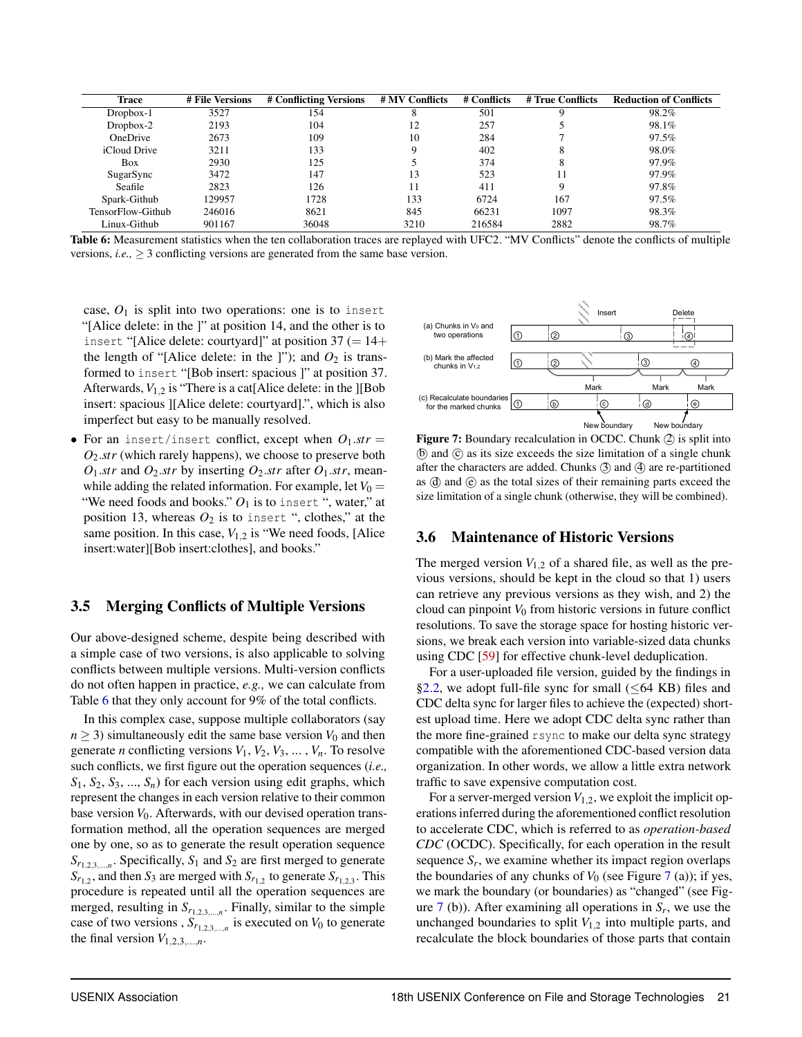| Trace | # File Versions | # Conflicting Versions | # MV Conflicts | # Conflicts | # True Conflicts | Reduction of Conflicts |
|---|---|---|---|---|---|---|
| Dropbox-1 | 3527 | 154 | 8 | 501 | 9 | 98.2% |
| Dropbox-2 | 2193 | 104 | 12 | 257 | 5 | 98.1% |
| OneDrive | 2673 | 109 | 10 | 284 | 7 | 97.5% |
| iCloud Drive | 3211 | 133 | 9 | 402 | 8 | 98.0% |
| Box | 2930 | 125 | 5 | 374 | 8 | 97.9% |
| SugarSync | 3472 | 147 | 13 | 523 | 11 | 97.9% |
| Seafile | 2823 | 126 | 11 | 411 | 9 | 97.8% |
| Spark-Github | 129957 | 1728 | 133 | 6724 | 167 | 97.5% |
| TensorFlow-Github | 246016 | 8621 | 845 | 66231 | 1097 | 98.3% |
| Linux-Github | 901167 | 36048 | 3210 | 216584 | 2882 | 98.7% |

**Table 6:** Measurement statistics when the ten collaboration traces are replayed with UFC2. "MV Conflicts" denote the conflicts of multiple versions, *i.e.,* $\geq 3$ conflicting versions are generated from the same base version.

case, $O_1$ is split into two operations: one is to `insert` "[Alice delete: in the ]" at position 14, and the other is to `insert` "[Alice delete: courtyard]" at position 37 (= 14+ the length of "[Alice delete: in the ]"); and $O_2$ is transformed to `insert` "[Bob insert: spacious ]" at position 37. Afterwards, $V_{1,2}$ is "There is a cat[Alice delete: in the ][Bob insert: spacious ][Alice delete: courtyard].", which is also imperfect but easy to be manually resolved.

- For an `insert/insert` conflict, except when $O_1.str = O_2.str$ (which rarely happens), we choose to preserve both $O_1.str$ and $O_2.str$ by inserting $O_2.str$ after $O_1.str$, meanwhile adding the related information. For example, let $V_0$ = "We need foods and books." $O_1$ is to `insert` ", water," at position 13, whereas $O_2$ is to `insert` ", clothes," at the same position. In this case, $V_{1,2}$ is "We need foods, [Alice insert:water][Bob insert:clothes], and books."

### 3.5 Merging Conflicts of Multiple Versions

Our above-designed scheme, despite being described with a simple case of two versions, is also applicable to solving conflicts between multiple versions. Multi-version conflicts do not often happen in practice, *e.g.,* we can calculate from Table 6 that they only account for 9% of the total conflicts.

In this complex case, suppose multiple collaborators (say $n \geq 3$) simultaneously edit the same base version $V_0$ and then generate $n$ conflicting versions $V_1, V_2, V_3, \ldots, V_n$. To resolve such conflicts, we first figure out the operation sequences (*i.e.,* $S_1, S_2, S_3, \ldots, S_n$) for each version using edit graphs, which represent the changes in each version relative to their common base version $V_0$. Afterwards, with our devised operation transformation method, all the operation sequences are merged one by one, so as to generate the result operation sequence $S_{r_{1,2,3,\ldots,n}}$. Specifically, $S_1$ and $S_2$ are first merged to generate $S_{r_{1,2}}$, and then $S_3$ are merged with $S_{r_{1,2}}$ to generate $S_{r_{1,2,3}}$. This procedure is repeated until all the operation sequences are merged, resulting in $S_{r_{1,2,3,\ldots,n}}$. Finally, similar to the simple case of two versions , $S_{r_{1,2,3,\ldots,n}}$ is executed on $V_0$ to generate the final version $V_{1,2,3,\ldots,n}$.

**Figure 7:** Boundary recalculation in OCDC. Chunk ② is split into ⓑ and ⓒ as its size exceeds the size limitation of a single chunk after the characters are added. Chunks ③ and ④ are re-partitioned as ⓓ and ⓔ as the total sizes of their remaining parts exceed the size limitation of a single chunk (otherwise, they will be combined).

### 3.6 Maintenance of Historic Versions

The merged version $V_{1,2}$ of a shared file, as well as the previous versions, should be kept in the cloud so that 1) users can retrieve any previous versions as they wish, and 2) the cloud can pinpoint $V_0$ from historic versions in future conflict resolutions. To save the storage space for hosting historic versions, we break each version into variable-sized data chunks using CDC [59] for effective chunk-level deduplication.

For a user-uploaded file version, guided by the findings in §2.2, we adopt full-file sync for small ($\leq$64 KB) files and CDC delta sync for larger files to achieve the (expected) shortest upload time. Here we adopt CDC delta sync rather than the more fine-grained `rsync` to make our delta sync strategy compatible with the aforementioned CDC-based version data organization. In other words, we allow a little extra network traffic to save expensive computation cost.

For a server-merged version $V_{1,2}$, we exploit the implicit operations inferred during the aforementioned conflict resolution to accelerate CDC, which is referred to as *operation-based CDC* (OCDC). Specifically, for each operation in the result sequence $S_r$, we examine whether its impact region overlaps the boundaries of any chunks of $V_0$ (see Figure 7 (a)); if yes, we mark the boundary (or boundaries) as "changed" (see Figure 7 (b)). After examining all operations in $S_r$, we use the unchanged boundaries to split $V_{1,2}$ into multiple parts, and recalculate the block boundaries of those parts that contain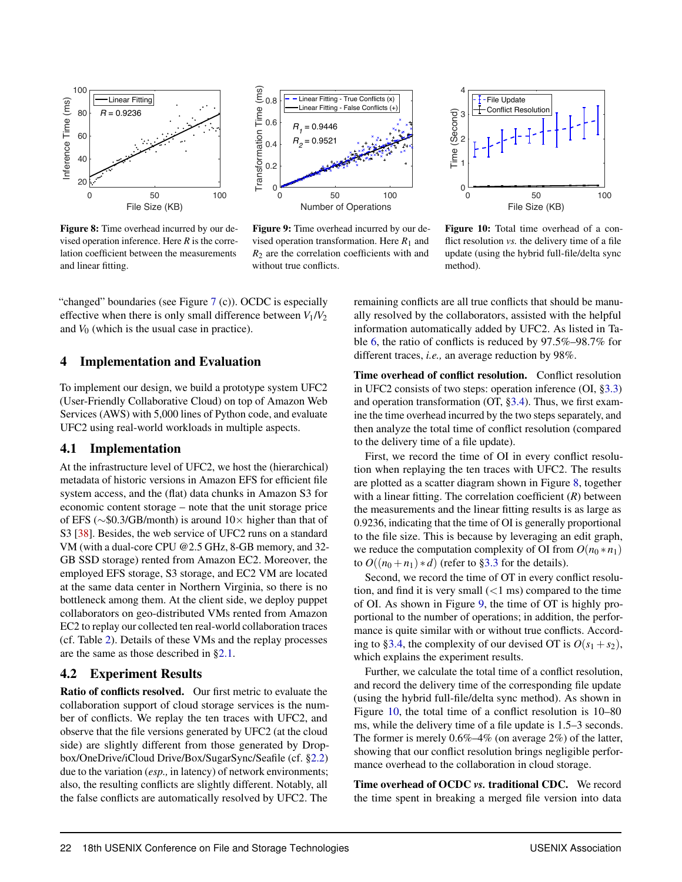**Figure 8:** Time overhead incurred by our devised operation inference. Here $R$ is the correlation coefficient between the measurements and linear fitting.

**Figure 9:** Time overhead incurred by our devised operation transformation. Here $R_1$ and $R_2$ are the correlation coefficients with and without true conflicts.

**Figure 10:** Total time overhead of a conflict resolution *vs.* the delivery time of a file update (using the hybrid full-file/delta sync method).

"changed" boundaries (see Figure 7 (c)). OCDC is especially effective when there is only small difference between $V_1$/$V_2$ and $V_0$ (which is the usual case in practice).

## 4 Implementation and Evaluation

To implement our design, we build a prototype system UFC2 (User-Friendly Collaborative Cloud) on top of Amazon Web Services (AWS) with 5,000 lines of Python code, and evaluate UFC2 using real-world workloads in multiple aspects.

### 4.1 Implementation

At the infrastructure level of UFC2, we host the (hierarchical) metadata of historic versions in Amazon EFS for efficient file system access, and the (flat) data chunks in Amazon S3 for economic content storage – note that the unit storage price of EFS (~\$0.3/GB/month) is around 10× higher than that of S3 [38]. Besides, the web service of UFC2 runs on a standard VM (with a dual-core CPU @2.5 GHz, 8-GB memory, and 32-GB SSD storage) rented from Amazon EC2. Moreover, the employed EFS storage, S3 storage, and EC2 VM are located at the same data center in Northern Virginia, so there is no bottleneck among them. At the client side, we deploy puppet collaborators on geo-distributed VMs rented from Amazon EC2 to replay our collected ten real-world collaboration traces (cf. Table 2). Details of these VMs and the replay processes are the same as those described in §2.1.

### 4.2 Experiment Results

**Ratio of conflicts resolved.** Our first metric to evaluate the collaboration support of cloud storage services is the number of conflicts. We replay the ten traces with UFC2, and observe that the file versions generated by UFC2 (at the cloud side) are slightly different from those generated by Dropbox/OneDrive/iCloud Drive/Box/SugarSync/Seafile (cf. §2.2) due to the variation (*esp.,* in latency) of network environments; also, the resulting conflicts are slightly different. Notably, all the false conflicts are automatically resolved by UFC2. The remaining conflicts are all true conflicts that should be manually resolved by the collaborators, assisted with the helpful information automatically added by UFC2. As listed in Table 6, the ratio of conflicts is reduced by 97.5%–98.7% for different traces, *i.e.,* an average reduction by 98%.

**Time overhead of conflict resolution.** Conflict resolution in UFC2 consists of two steps: operation inference (OI, §3.3) and operation transformation (OT, §3.4). Thus, we first examine the time overhead incurred by the two steps separately, and then analyze the total time of conflict resolution (compared to the delivery time of a file update).

First, we record the time of OI in every conflict resolution when replaying the ten traces with UFC2. The results are plotted as a scatter diagram shown in Figure 8, together with a linear fitting. The correlation coefficient ($R$) between the measurements and the linear fitting results is as large as 0.9236, indicating that the time of OI is generally proportional to the file size. This is because by leveraging an edit graph, we reduce the computation complexity of OI from $O(n_0 * n_1)$ to $O((n_0 + n_1) * d)$ (refer to §3.3 for the details).

Second, we record the time of OT in every conflict resolution, and find it is very small (<1 ms) compared to the time of OI. As shown in Figure 9, the time of OT is highly proportional to the number of operations; in addition, the performance is quite similar with or without true conflicts. According to §3.4, the complexity of our devised OT is $O(s_1 + s_2)$, which explains the experiment results.

Further, we calculate the total time of a conflict resolution, and record the delivery time of the corresponding file update (using the hybrid full-file/delta sync method). As shown in Figure 10, the total time of a conflict resolution is 10–80 ms, while the delivery time of a file update is 1.5–3 seconds. The former is merely 0.6%–4% (on average 2%) of the latter, showing that our conflict resolution brings negligible performance overhead to the collaboration in cloud storage.

**Time overhead of OCDC *vs.* traditional CDC.** We record the time spent in breaking a merged file version into data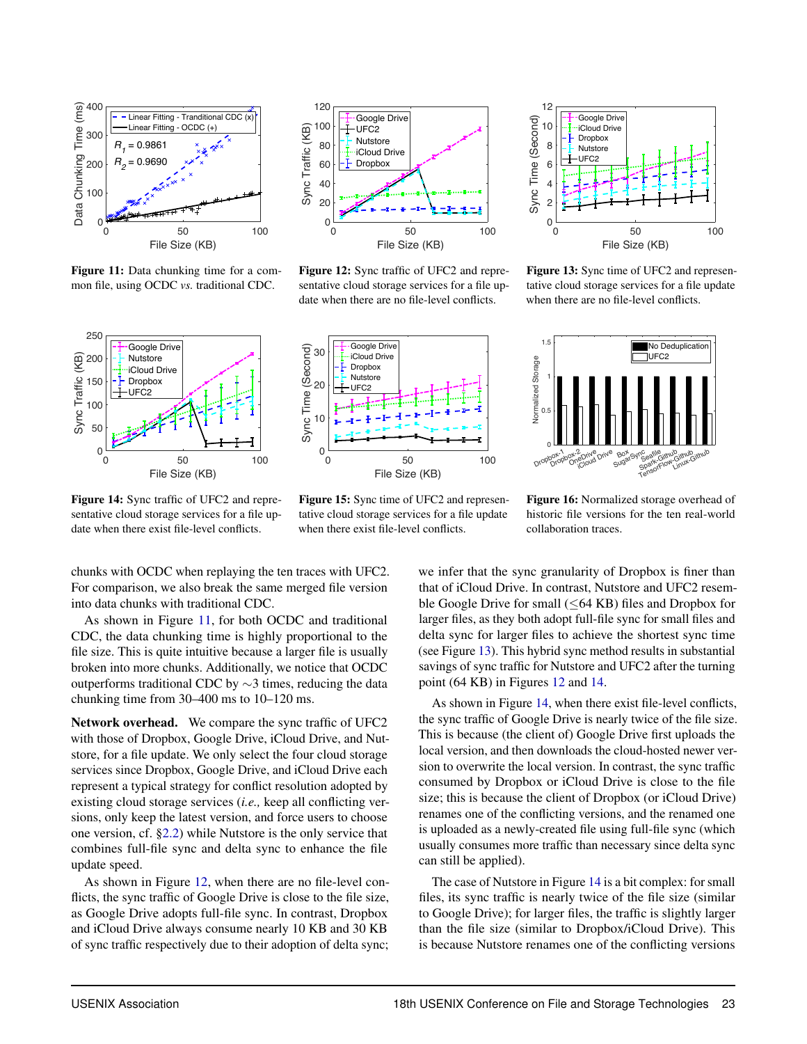Figure 11: Data chunking time for a common file, using OCDC *vs.* traditional CDC.

Figure 12: Sync traffic of UFC2 and representative cloud storage services for a file update when there are no file-level conflicts.

Figure 13: Sync time of UFC2 and representative cloud storage services for a file update when there are no file-level conflicts.

Figure 14: Sync traffic of UFC2 and representative cloud storage services for a file update when there exist file-level conflicts.

Figure 15: Sync time of UFC2 and representative cloud storage services for a file update when there exist file-level conflicts.

Figure 16: Normalized storage overhead of historic file versions for the ten real-world collaboration traces.

chunks with OCDC when replaying the ten traces with UFC2. For comparison, we also break the same merged file version into data chunks with traditional CDC.

As shown in Figure 11, for both OCDC and traditional CDC, the data chunking time is highly proportional to the file size. This is quite intuitive because a larger file is usually broken into more chunks. Additionally, we notice that OCDC outperforms traditional CDC by ∼3 times, reducing the data chunking time from 30–400 ms to 10–120 ms.

**Network overhead.** We compare the sync traffic of UFC2 with those of Dropbox, Google Drive, iCloud Drive, and Nutstore, for a file update. We only select the four cloud storage services since Dropbox, Google Drive, and iCloud Drive each represent a typical strategy for conflict resolution adopted by existing cloud storage services (*i.e.,* keep all conflicting versions, only keep the latest version, and force users to choose one version, cf. §2.2) while Nutstore is the only service that combines full-file sync and delta sync to enhance the file update speed.

As shown in Figure 12, when there are no file-level conflicts, the sync traffic of Google Drive is close to the file size, as Google Drive adopts full-file sync. In contrast, Dropbox and iCloud Drive always consume nearly 10 KB and 30 KB of sync traffic respectively due to their adoption of delta sync; we infer that the sync granularity of Dropbox is finer than that of iCloud Drive. In contrast, Nutstore and UFC2 resemble Google Drive for small (≤64 KB) files and Dropbox for larger files, as they both adopt full-file sync for small files and delta sync for larger files to achieve the shortest sync time (see Figure 13). This hybrid sync method results in substantial savings of sync traffic for Nutstore and UFC2 after the turning point (64 KB) in Figures 12 and 14.

As shown in Figure 14, when there exist file-level conflicts, the sync traffic of Google Drive is nearly twice of the file size. This is because (the client of) Google Drive first uploads the local version, and then downloads the cloud-hosted newer version to overwrite the local version. In contrast, the sync traffic consumed by Dropbox or iCloud Drive is close to the file size; this is because the client of Dropbox (or iCloud Drive) renames one of the conflicting versions, and the renamed one is uploaded as a newly-created file using full-file sync (which usually consumes more traffic than necessary since delta sync can still be applied).

The case of Nutstore in Figure 14 is a bit complex: for small files, its sync traffic is nearly twice of the file size (similar to Google Drive); for larger files, the traffic is slightly larger than the file size (similar to Dropbox/iCloud Drive). This is because Nutstore renames one of the conflicting versions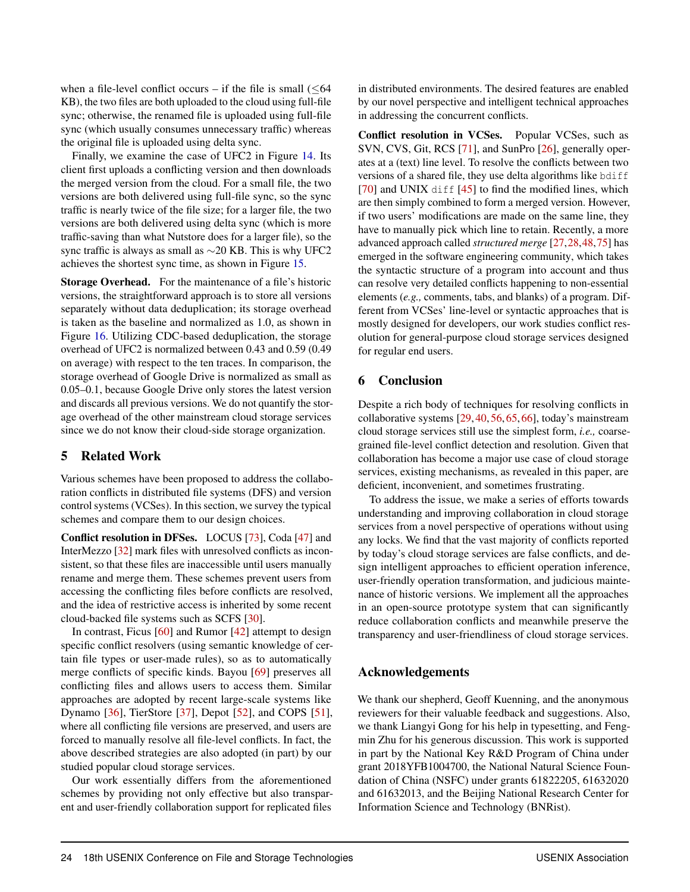when a file-level conflict occurs – if the file is small (≤64 KB), the two files are both uploaded to the cloud using full-file sync; otherwise, the renamed file is uploaded using full-file sync (which usually consumes unnecessary traffic) whereas the original file is uploaded using delta sync.

Finally, we examine the case of UFC2 in Figure 14. Its client first uploads a conflicting version and then downloads the merged version from the cloud. For a small file, the two versions are both delivered using full-file sync, so the sync traffic is nearly twice of the file size; for a larger file, the two versions are both delivered using delta sync (which is more traffic-saving than what Nutstore does for a larger file), so the sync traffic is always as small as ∼20 KB. This is why UFC2 achieves the shortest sync time, as shown in Figure 15.

**Storage Overhead.** For the maintenance of a file's historic versions, the straightforward approach is to store all versions separately without data deduplication; its storage overhead is taken as the baseline and normalized as 1.0, as shown in Figure 16. Utilizing CDC-based deduplication, the storage overhead of UFC2 is normalized between 0.43 and 0.59 (0.49 on average) with respect to the ten traces. In comparison, the storage overhead of Google Drive is normalized as small as 0.05–0.1, because Google Drive only stores the latest version and discards all previous versions. We do not quantify the storage overhead of the other mainstream cloud storage services since we do not know their cloud-side storage organization.

## 5 Related Work

Various schemes have been proposed to address the collaboration conflicts in distributed file systems (DFS) and version control systems (VCSes). In this section, we survey the typical schemes and compare them to our design choices.

**Conflict resolution in DFSes.** LOCUS [73], Coda [47] and InterMezzo [32] mark files with unresolved conflicts as inconsistent, so that these files are inaccessible until users manually rename and merge them. These schemes prevent users from accessing the conflicting files before conflicts are resolved, and the idea of restrictive access is inherited by some recent cloud-backed file systems such as SCFS [30].

In contrast, Ficus [60] and Rumor [42] attempt to design specific conflict resolvers (using semantic knowledge of certain file types or user-made rules), so as to automatically merge conflicts of specific kinds. Bayou [69] preserves all conflicting files and allows users to access them. Similar approaches are adopted by recent large-scale systems like Dynamo [36], TierStore [37], Depot [52], and COPS [51], where all conflicting file versions are preserved, and users are forced to manually resolve all file-level conflicts. In fact, the above described strategies are also adopted (in part) by our studied popular cloud storage services.

Our work essentially differs from the aforementioned schemes by providing not only effective but also transparent and user-friendly collaboration support for replicated files in distributed environments. The desired features are enabled by our novel perspective and intelligent technical approaches in addressing the concurrent conflicts.

**Conflict resolution in VCSes.** Popular VCSes, such as SVN, CVS, Git, RCS [71], and SunPro [26], generally operates at a (text) line level. To resolve the conflicts between two versions of a shared file, they use delta algorithms like `bdiff` [70] and UNIX `diff` [45] to find the modified lines, which are then simply combined to form a merged version. However, if two users' modifications are made on the same line, they have to manually pick which line to retain. Recently, a more advanced approach called *structured merge* [27,28,48,75] has emerged in the software engineering community, which takes the syntactic structure of a program into account and thus can resolve very detailed conflicts happening to non-essential elements (*e.g.,* comments, tabs, and blanks) of a program. Different from VCSes' line-level or syntactic approaches that is mostly designed for developers, our work studies conflict resolution for general-purpose cloud storage services designed for regular end users.

## 6 Conclusion

Despite a rich body of techniques for resolving conflicts in collaborative systems [29,40,56,65,66], today's mainstream cloud storage services still use the simplest form, *i.e.,* coarse-grained file-level conflict detection and resolution. Given that collaboration has become a major use case of cloud storage services, existing mechanisms, as revealed in this paper, are deficient, inconvenient, and sometimes frustrating.

To address the issue, we make a series of efforts towards understanding and improving collaboration in cloud storage services from a novel perspective of operations without using any locks. We find that the vast majority of conflicts reported by today's cloud storage services are false conflicts, and design intelligent approaches to efficient operation inference, user-friendly operation transformation, and judicious maintenance of historic versions. We implement all the approaches in an open-source prototype system that can significantly reduce collaboration conflicts and meanwhile preserve the transparency and user-friendliness of cloud storage services.

## Acknowledgements

We thank our shepherd, Geoff Kuenning, and the anonymous reviewers for their valuable feedback and suggestions. Also, we thank Liangyi Gong for his help in typesetting, and Fengmin Zhu for his generous discussion. This work is supported in part by the National Key R&D Program of China under grant 2018YFB1004700, the National Natural Science Foundation of China (NSFC) under grants 61822205, 61632020 and 61632013, and the Beijing National Research Center for Information Science and Technology (BNRist).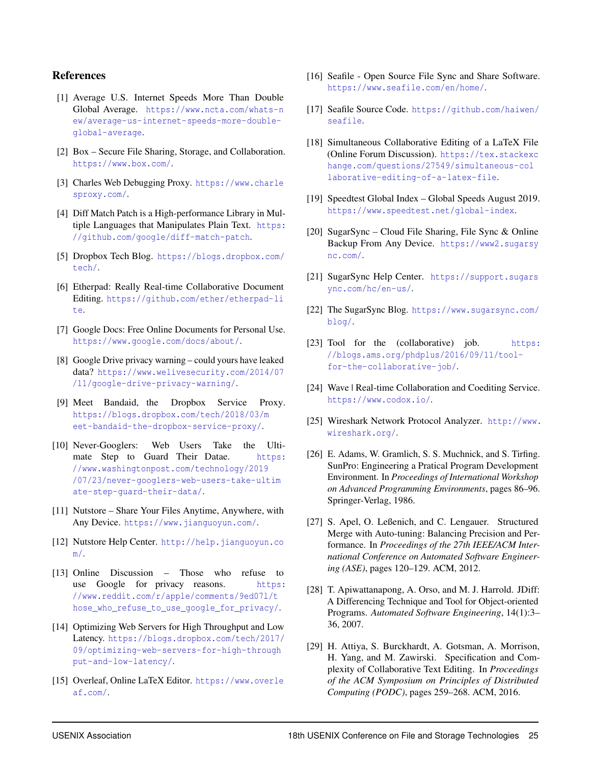## References

[1] Average U.S. Internet Speeds More Than Double Global Average. https://www.ncta.com/whats-new/average-us-internet-speeds-more-double-global-average.

[2] Box – Secure File Sharing, Storage, and Collaboration. https://www.box.com/.

[3] Charles Web Debugging Proxy. https://www.charlesproxy.com/.

[4] Diff Match Patch is a High-performance Library in Multiple Languages that Manipulates Plain Text. https://github.com/google/diff-match-patch.

[5] Dropbox Tech Blog. https://blogs.dropbox.com/tech/.

[6] Etherpad: Really Real-time Collaborative Document Editing. https://github.com/ether/etherpad-lite.

[7] Google Docs: Free Online Documents for Personal Use. https://www.google.com/docs/about/.

[8] Google Drive privacy warning – could yours have leaked data? https://www.welivesecurity.com/2014/07/11/google-drive-privacy-warning/.

[9] Meet Bandaid, the Dropbox Service Proxy. https://blogs.dropbox.com/tech/2018/03/meet-bandaid-the-dropbox-service-proxy/.

[10] Never-Googlers: Web Users Take the Ultimate Step to Guard Their Datae. https://www.washingtonpost.com/technology/2019/07/23/never-googlers-web-users-take-ultimate-step-guard-their-data/.

[11] Nutstore – Share Your Files Anytime, Anywhere, with Any Device. https://www.jianguoyun.com/.

[12] Nutstore Help Center. http://help.jianguoyun.com/.

[13] Online Discussion – Those who refuse to use Google for privacy reasons. https://www.reddit.com/r/apple/comments/9ed071/those_who_refuse_to_use_google_for_privacy/.

[14] Optimizing Web Servers for High Throughput and Low Latency. https://blogs.dropbox.com/tech/2017/09/optimizing-web-servers-for-high-throughput-and-low-latency/.

[15] Overleaf, Online LaTeX Editor. https://www.overleaf.com/.

[16] Seafile - Open Source File Sync and Share Software. https://www.seafile.com/en/home/.

[17] Seafile Source Code. https://github.com/haiwen/seafile.

[18] Simultaneous Collaborative Editing of a LaTeX File (Online Forum Discussion). https://tex.stackexchange.com/questions/27549/simultaneous-collaborative-editing-of-a-latex-file.

[19] Speedtest Global Index – Global Speeds August 2019. https://www.speedtest.net/global-index.

[20] SugarSync – Cloud File Sharing, File Sync & Online Backup From Any Device. https://www2.sugarsync.com/.

[21] SugarSync Help Center. https://support.sugarsync.com/hc/en-us/.

[22] The SugarSync Blog. https://www.sugarsync.com/blog/.

[23] Tool for the (collaborative) job. https://blogs.ams.org/phdplus/2016/09/11/tool-for-the-collaborative-job/.

[24] Wave | Real-time Collaboration and Coediting Service. https://www.codox.io/.

[25] Wireshark Network Protocol Analyzer. http://www.wireshark.org/.

[26] E. Adams, W. Gramlich, S. S. Muchnick, and S. Tirfing. SunPro: Engineering a Pratical Program Development Environment. In *Proceedings of International Workshop on Advanced Programming Environments*, pages 86–96. Springer-Verlag, 1986.

[27] S. Apel, O. Leßenich, and C. Lengauer. Structured Merge with Auto-tuning: Balancing Precision and Performance. In *Proceedings of the 27th IEEE/ACM International Conference on Automated Software Engineering (ASE)*, pages 120–129. ACM, 2012.

[28] T. Apiwattanapong, A. Orso, and M. J. Harrold. JDiff: A Differencing Technique and Tool for Object-oriented Programs. *Automated Software Engineering*, 14(1):3–36, 2007.

[29] H. Attiya, S. Burckhardt, A. Gotsman, A. Morrison, H. Yang, and M. Zawirski. Specification and Complexity of Collaborative Text Editing. In *Proceedings of the ACM Symposium on Principles of Distributed Computing (PODC)*, pages 259–268. ACM, 2016.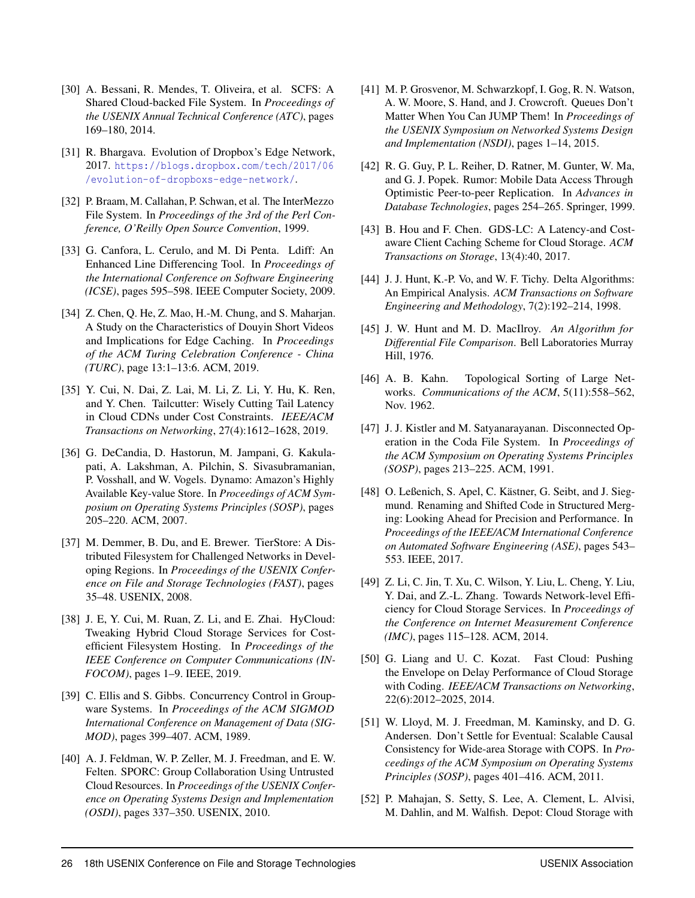[30] A. Bessani, R. Mendes, T. Oliveira, et al. SCFS: A Shared Cloud-backed File System. In *Proceedings of the USENIX Annual Technical Conference (ATC)*, pages 169–180, 2014.

[31] R. Bhargava. Evolution of Dropbox's Edge Network, 2017. https://blogs.dropbox.com/tech/2017/06/evolution-of-dropboxs-edge-network/.

[32] P. Braam, M. Callahan, P. Schwan, et al. The InterMezzo File System. In *Proceedings of the 3rd of the Perl Conference, O'Reilly Open Source Convention*, 1999.

[33] G. Canfora, L. Cerulo, and M. Di Penta. Ldiff: An Enhanced Line Differencing Tool. In *Proceedings of the International Conference on Software Engineering (ICSE)*, pages 595–598. IEEE Computer Society, 2009.

[34] Z. Chen, Q. He, Z. Mao, H.-M. Chung, and S. Maharjan. A Study on the Characteristics of Douyin Short Videos and Implications for Edge Caching. In *Proceedings of the ACM Turing Celebration Conference - China (TURC)*, page 13:1–13:6. ACM, 2019.

[35] Y. Cui, N. Dai, Z. Lai, M. Li, Z. Li, Y. Hu, K. Ren, and Y. Chen. Tailcutter: Wisely Cutting Tail Latency in Cloud CDNs under Cost Constraints. *IEEE/ACM Transactions on Networking*, 27(4):1612–1628, 2019.

[36] G. DeCandia, D. Hastorun, M. Jampani, G. Kakulapati, A. Lakshman, A. Pilchin, S. Sivasubramanian, P. Vosshall, and W. Vogels. Dynamo: Amazon's Highly Available Key-value Store. In *Proceedings of ACM Symposium on Operating Systems Principles (SOSP)*, pages 205–220. ACM, 2007.

[37] M. Demmer, B. Du, and E. Brewer. TierStore: A Distributed Filesystem for Challenged Networks in Developing Regions. In *Proceedings of the USENIX Conference on File and Storage Technologies (FAST)*, pages 35–48. USENIX, 2008.

[38] J. E, Y. Cui, M. Ruan, Z. Li, and E. Zhai. HyCloud: Tweaking Hybrid Cloud Storage Services for Cost-efficient Filesystem Hosting. In *Proceedings of the IEEE Conference on Computer Communications (INFOCOM)*, pages 1–9. IEEE, 2019.

[39] C. Ellis and S. Gibbs. Concurrency Control in Groupware Systems. In *Proceedings of the ACM SIGMOD International Conference on Management of Data (SIGMOD)*, pages 399–407. ACM, 1989.

[40] A. J. Feldman, W. P. Zeller, M. J. Freedman, and E. W. Felten. SPORC: Group Collaboration Using Untrusted Cloud Resources. In *Proceedings of the USENIX Conference on Operating Systems Design and Implementation (OSDI)*, pages 337–350. USENIX, 2010.

[41] M. P. Grosvenor, M. Schwarzkopf, I. Gog, R. N. Watson, A. W. Moore, S. Hand, and J. Crowcroft. Queues Don't Matter When You Can JUMP Them! In *Proceedings of the USENIX Symposium on Networked Systems Design and Implementation (NSDI)*, pages 1–14, 2015.

[42] R. G. Guy, P. L. Reiher, D. Ratner, M. Gunter, W. Ma, and G. J. Popek. Rumor: Mobile Data Access Through Optimistic Peer-to-peer Replication. In *Advances in Database Technologies*, pages 254–265. Springer, 1999.

[43] B. Hou and F. Chen. GDS-LC: A Latency-and Cost-aware Client Caching Scheme for Cloud Storage. *ACM Transactions on Storage*, 13(4):40, 2017.

[44] J. J. Hunt, K.-P. Vo, and W. F. Tichy. Delta Algorithms: An Empirical Analysis. *ACM Transactions on Software Engineering and Methodology*, 7(2):192–214, 1998.

[45] J. W. Hunt and M. D. MacIlroy. *An Algorithm for Differential File Comparison*. Bell Laboratories Murray Hill, 1976.

[46] A. B. Kahn. Topological Sorting of Large Networks. *Communications of the ACM*, 5(11):558–562, Nov. 1962.

[47] J. J. Kistler and M. Satyanarayanan. Disconnected Operation in the Coda File System. In *Proceedings of the ACM Symposium on Operating Systems Principles (SOSP)*, pages 213–225. ACM, 1991.

[48] O. Leßenich, S. Apel, C. Kästner, G. Seibt, and J. Siegmund. Renaming and Shifted Code in Structured Merging: Looking Ahead for Precision and Performance. In *Proceedings of the IEEE/ACM International Conference on Automated Software Engineering (ASE)*, pages 543–553. IEEE, 2017.

[49] Z. Li, C. Jin, T. Xu, C. Wilson, Y. Liu, L. Cheng, Y. Liu, Y. Dai, and Z.-L. Zhang. Towards Network-level Efficiency for Cloud Storage Services. In *Proceedings of the Conference on Internet Measurement Conference (IMC)*, pages 115–128. ACM, 2014.

[50] G. Liang and U. C. Kozat. Fast Cloud: Pushing the Envelope on Delay Performance of Cloud Storage with Coding. *IEEE/ACM Transactions on Networking*, 22(6):2012–2025, 2014.

[51] W. Lloyd, M. J. Freedman, M. Kaminsky, and D. G. Andersen. Don't Settle for Eventual: Scalable Causal Consistency for Wide-area Storage with COPS. In *Proceedings of the ACM Symposium on Operating Systems Principles (SOSP)*, pages 401–416. ACM, 2011.

[52] P. Mahajan, S. Setty, S. Lee, A. Clement, L. Alvisi, M. Dahlin, and M. Walfish. Depot: Cloud Storage with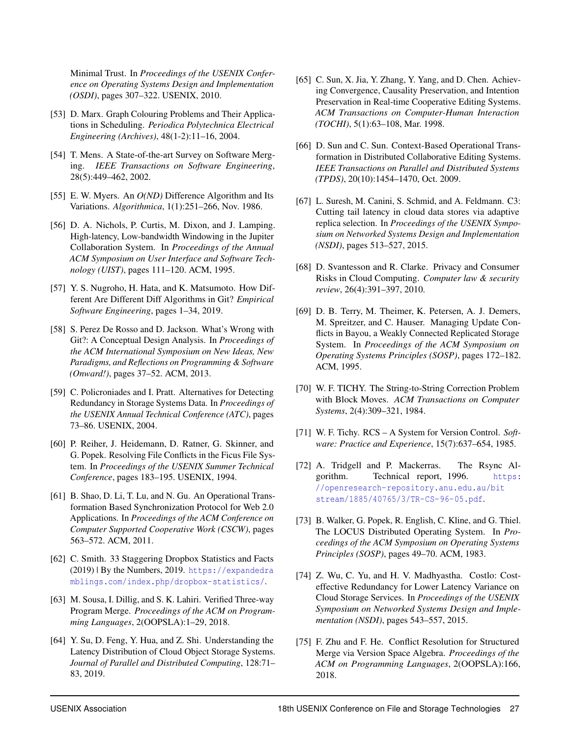Minimal Trust. In *Proceedings of the USENIX Conference on Operating Systems Design and Implementation (OSDI)*, pages 307–322. USENIX, 2010.

[53] D. Marx. Graph Colouring Problems and Their Applications in Scheduling. *Periodica Polytechnica Electrical Engineering (Archives)*, 48(1-2):11–16, 2004.

[54] T. Mens. A State-of-the-art Survey on Software Merging. *IEEE Transactions on Software Engineering*, 28(5):449–462, 2002.

[55] E. W. Myers. An *O(ND)* Difference Algorithm and Its Variations. *Algorithmica*, 1(1):251–266, Nov. 1986.

[56] D. A. Nichols, P. Curtis, M. Dixon, and J. Lamping. High-latency, Low-bandwidth Windowing in the Jupiter Collaboration System. In *Proceedings of the Annual ACM Symposium on User Interface and Software Technology (UIST)*, pages 111–120. ACM, 1995.

[57] Y. S. Nugroho, H. Hata, and K. Matsumoto. How Different Are Different Diff Algorithms in Git? *Empirical Software Engineering*, pages 1–34, 2019.

[58] S. Perez De Rosso and D. Jackson. What's Wrong with Git?: A Conceptual Design Analysis. In *Proceedings of the ACM International Symposium on New Ideas, New Paradigms, and Reflections on Programming & Software (Onward!)*, pages 37–52. ACM, 2013.

[59] C. Policroniades and I. Pratt. Alternatives for Detecting Redundancy in Storage Systems Data. In *Proceedings of the USENIX Annual Technical Conference (ATC)*, pages 73–86. USENIX, 2004.

[60] P. Reiher, J. Heidemann, D. Ratner, G. Skinner, and G. Popek. Resolving File Conflicts in the Ficus File System. In *Proceedings of the USENIX Summer Technical Conference*, pages 183–195. USENIX, 1994.

[61] B. Shao, D. Li, T. Lu, and N. Gu. An Operational Transformation Based Synchronization Protocol for Web 2.0 Applications. In *Proceedings of the ACM Conference on Computer Supported Cooperative Work (CSCW)*, pages 563–572. ACM, 2011.

[62] C. Smith. 33 Staggering Dropbox Statistics and Facts (2019) | By the Numbers, 2019. https://expandedramblings.com/index.php/dropbox-statistics/.

[63] M. Sousa, I. Dillig, and S. K. Lahiri. Verified Three-way Program Merge. *Proceedings of the ACM on Programming Languages*, 2(OOPSLA):1–29, 2018.

[64] Y. Su, D. Feng, Y. Hua, and Z. Shi. Understanding the Latency Distribution of Cloud Object Storage Systems. *Journal of Parallel and Distributed Computing*, 128:71–83, 2019.

[65] C. Sun, X. Jia, Y. Zhang, Y. Yang, and D. Chen. Achieving Convergence, Causality Preservation, and Intention Preservation in Real-time Cooperative Editing Systems. *ACM Transactions on Computer-Human Interaction (TOCHI)*, 5(1):63–108, Mar. 1998.

[66] D. Sun and C. Sun. Context-Based Operational Transformation in Distributed Collaborative Editing Systems. *IEEE Transactions on Parallel and Distributed Systems (TPDS)*, 20(10):1454–1470, Oct. 2009.

[67] L. Suresh, M. Canini, S. Schmid, and A. Feldmann. C3: Cutting tail latency in cloud data stores via adaptive replica selection. In *Proceedings of the USENIX Symposium on Networked Systems Design and Implementation (NSDI)*, pages 513–527, 2015.

[68] D. Svantesson and R. Clarke. Privacy and Consumer Risks in Cloud Computing. *Computer law & security review*, 26(4):391–397, 2010.

[69] D. B. Terry, M. Theimer, K. Petersen, A. J. Demers, M. Spreitzer, and C. Hauser. Managing Update Conflicts in Bayou, a Weakly Connected Replicated Storage System. In *Proceedings of the ACM Symposium on Operating Systems Principles (SOSP)*, pages 172–182. ACM, 1995.

[70] W. F. TICHY. The String-to-String Correction Problem with Block Moves. *ACM Transactions on Computer Systems*, 2(4):309–321, 1984.

[71] W. F. Tichy. RCS – A System for Version Control. *Software: Practice and Experience*, 15(7):637–654, 1985.

[72] A. Tridgell and P. Mackerras. The Rsync Algorithm. Technical report, 1996. https://openresearch-repository.anu.edu.au/bitstream/1885/40765/3/TR-CS-96-05.pdf.

[73] B. Walker, G. Popek, R. English, C. Kline, and G. Thiel. The LOCUS Distributed Operating System. In *Proceedings of the ACM Symposium on Operating Systems Principles (SOSP)*, pages 49–70. ACM, 1983.

[74] Z. Wu, C. Yu, and H. V. Madhyastha. Costlo: Cost-effective Redundancy for Lower Latency Variance on Cloud Storage Services. In *Proceedings of the USENIX Symposium on Networked Systems Design and Implementation (NSDI)*, pages 543–557, 2015.

[75] F. Zhu and F. He. Conflict Resolution for Structured Merge via Version Space Algebra. *Proceedings of the ACM on Programming Languages*, 2(OOPSLA):166, 2018.